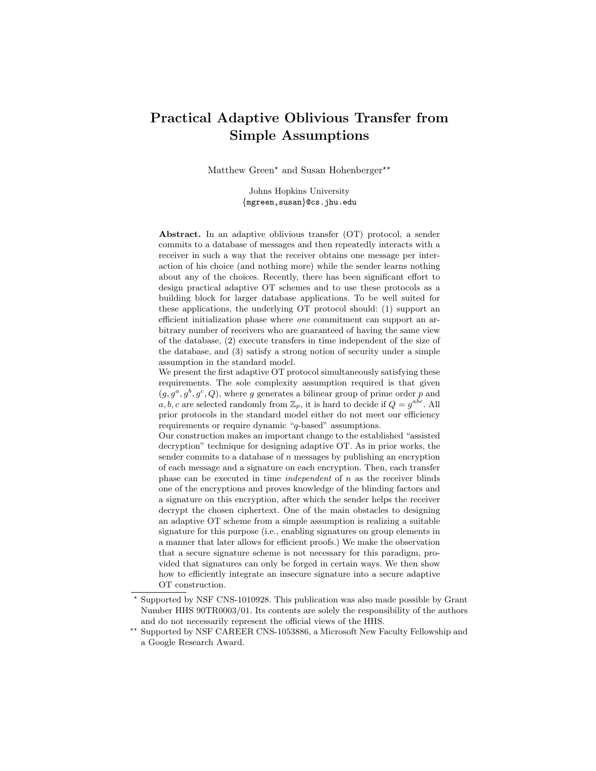# Practical Adaptive Oblivious Transfer from Simple Assumptions

Matthew Green* and Susan Hohenberger**

Johns Hopkins University
{mgreen,susan}@cs.jhu.edu

**Abstract.** In an adaptive oblivious transfer (OT) protocol, a sender commits to a database of messages and then repeatedly interacts with a receiver in such a way that the receiver obtains one message per interaction of his choice (and nothing more) while the sender learns nothing about any of the choices. Recently, there has been significant effort to design practical adaptive OT schemes and to use these protocols as a building block for larger database applications. To be well suited for these applications, the underlying OT protocol should: (1) support an efficient initialization phase where *one* commitment can support an arbitrary number of receivers who are guaranteed of having the same view of the database, (2) execute transfers in time independent of the size of the database, and (3) satisfy a strong notion of security under a simple assumption in the standard model.

We present the first adaptive OT protocol simultaneously satisfying these requirements. The sole complexity assumption required is that given $(g, g^a, g^b, g^c, Q)$, where $g$ generates a bilinear group of prime order $p$ and $a, b, c$ are selected randomly from $\mathbb{Z}_p$, it is hard to decide if $Q = g^{abc}$. All prior protocols in the standard model either do not meet our efficiency requirements or require dynamic "$q$-based" assumptions.

Our construction makes an important change to the established "assisted decryption" technique for designing adaptive OT. As in prior works, the sender commits to a database of $n$ messages by publishing an encryption of each message and a signature on each encryption. Then, each transfer phase can be executed in time *independent* of $n$ as the receiver blinds one of the encryptions and proves knowledge of the blinding factors and a signature on this encryption, after which the sender helps the receiver decrypt the chosen ciphertext. One of the main obstacles to designing an adaptive OT scheme from a simple assumption is realizing a suitable signature for this purpose (i.e., enabling signatures on group elements in a manner that later allows for efficient proofs.) We make the observation that a secure signature scheme is not necessary for this paradigm, provided that signatures can only be forged in certain ways. We then show how to efficiently integrate an insecure signature into a secure adaptive OT construction.

---

* Supported by NSF CNS-1010928. This publication was also made possible by Grant Number HHS 90TR0003/01. Its contents are solely the responsibility of the authors and do not necessarily represent the official views of the HHS.

** Supported by NSF CAREER CNS-1053886, a Microsoft New Faculty Fellowship and a Google Research Award.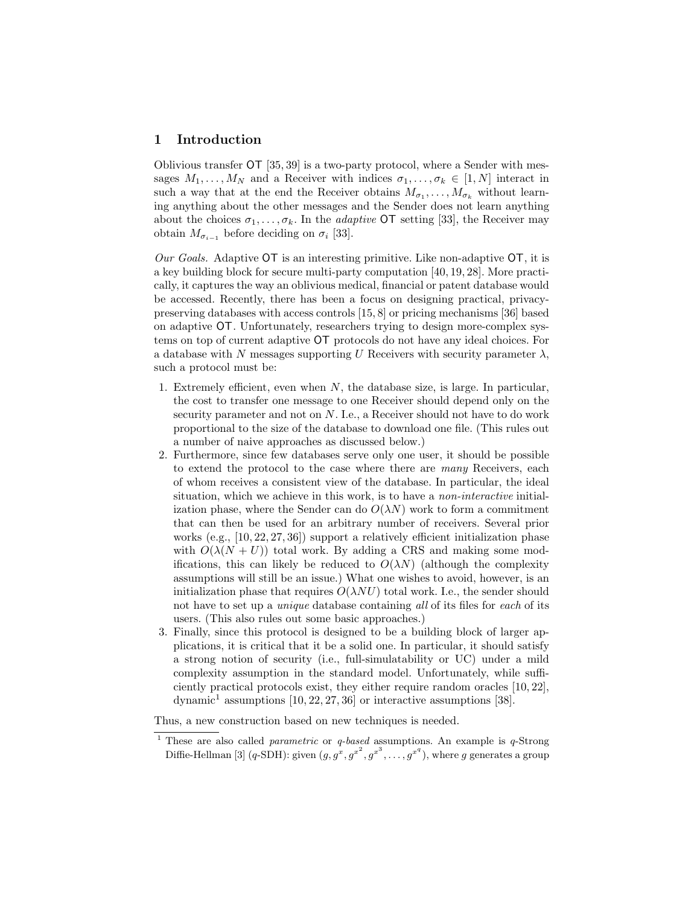## 1 Introduction

Oblivious transfer $\mathsf{OT}$ [35, 39] is a two-party protocol, where a Sender with messages $M_1, \ldots, M_N$ and a Receiver with indices $\sigma_1, \ldots, \sigma_k \in [1, N]$ interact in such a way that at the end the Receiver obtains $M_{\sigma_1}, \ldots, M_{\sigma_k}$ without learning anything about the other messages and the Sender does not learn anything about the choices $\sigma_1, \ldots, \sigma_k$. In the *adaptive* $\mathsf{OT}$ setting [33], the Receiver may obtain $M_{\sigma_{i-1}}$ before deciding on $\sigma_i$ [33].

*Our Goals.* Adaptive $\mathsf{OT}$ is an interesting primitive. Like non-adaptive $\mathsf{OT}$, it is a key building block for secure multi-party computation [40, 19, 28]. More practically, it captures the way an oblivious medical, financial or patent database would be accessed. Recently, there has been a focus on designing practical, privacy-preserving databases with access controls [15, 8] or pricing mechanisms [36] based on adaptive $\mathsf{OT}$. Unfortunately, researchers trying to design more-complex systems on top of current adaptive $\mathsf{OT}$ protocols do not have any ideal choices. For a database with $N$ messages supporting $U$ Receivers with security parameter $\lambda$, such a protocol must be:

1. Extremely efficient, even when $N$, the database size, is large. In particular, the cost to transfer one message to one Receiver should depend only on the security parameter and not on $N$. I.e., a Receiver should not have to do work proportional to the size of the database to download one file. (This rules out a number of naive approaches as discussed below.)
2. Furthermore, since few databases serve only one user, it should be possible to extend the protocol to the case where there are *many* Receivers, each of whom receives a consistent view of the database. In particular, the ideal situation, which we achieve in this work, is to have a *non-interactive* initialization phase, where the Sender can do $O(\lambda N)$ work to form a commitment that can then be used for an arbitrary number of receivers. Several prior works (e.g., [10, 22, 27, 36]) support a relatively efficient initialization phase with $O(\lambda(N + U))$ total work. By adding a CRS and making some modifications, this can likely be reduced to $O(\lambda N)$ (although the complexity assumptions will still be an issue.) What one wishes to avoid, however, is an initialization phase that requires $O(\lambda NU)$ total work. I.e., the sender should not have to set up a *unique* database containing *all* of its files for *each* of its users. (This also rules out some basic approaches.)
3. Finally, since this protocol is designed to be a building block of larger applications, it is critical that it be a solid one. In particular, it should satisfy a strong notion of security (i.e., full-simulatability or UC) under a mild complexity assumption in the standard model. Unfortunately, while sufficiently practical protocols exist, they either require random oracles [10, 22], dynamic[1] assumptions [10, 22, 27, 36] or interactive assumptions [38].

Thus, a new construction based on new techniques is needed.

[1] These are also called *parametric* or *q-based* assumptions. An example is $q$-Strong Diffie-Hellman [3] ($q$-SDH): given $(g, g^x, g^{x^2}, g^{x^3}, \ldots, g^{x^q})$, where $g$ generates a group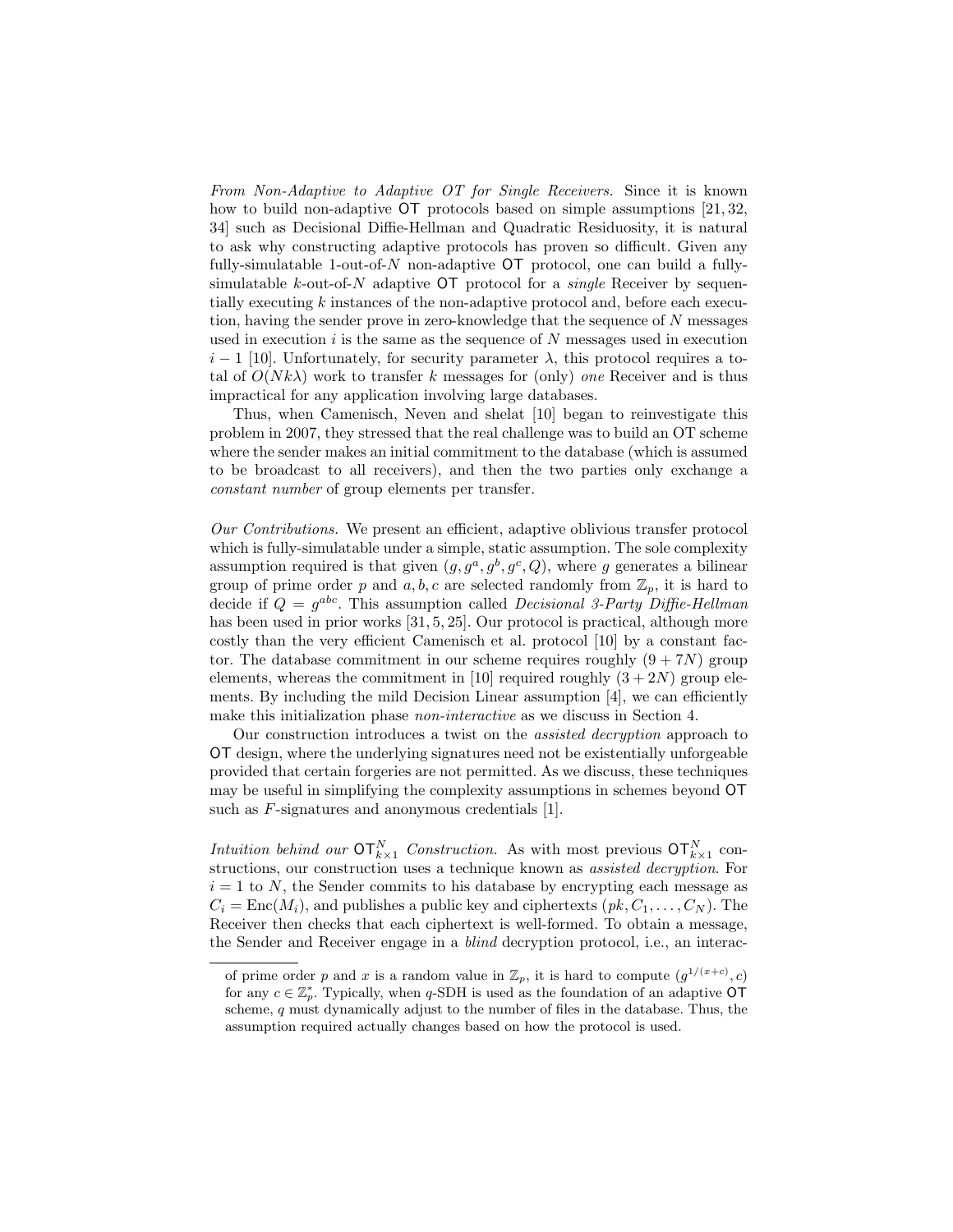*From Non-Adaptive to Adaptive OT for Single Receivers.* Since it is known how to build non-adaptive OT protocols based on simple assumptions [21, 32, 34] such as Decisional Diffie-Hellman and Quadratic Residuosity, it is natural to ask why constructing adaptive protocols has proven so difficult. Given any fully-simulatable 1-out-of-$N$ non-adaptive OT protocol, one can build a fully-simulatable $k$-out-of-$N$ adaptive OT protocol for a *single* Receiver by sequentially executing $k$ instances of the non-adaptive protocol and, before each execution, having the sender prove in zero-knowledge that the sequence of $N$ messages used in execution $i$ is the same as the sequence of $N$ messages used in execution $i-1$ [10]. Unfortunately, for security parameter $\lambda$, this protocol requires a total of $O(Nk\lambda)$ work to transfer $k$ messages for (only) *one* Receiver and is thus impractical for any application involving large databases.

Thus, when Camenisch, Neven and shelat [10] began to reinvestigate this problem in 2007, they stressed that the real challenge was to build an OT scheme where the sender makes an initial commitment to the database (which is assumed to be broadcast to all receivers), and then the two parties only exchange a *constant number* of group elements per transfer.

*Our Contributions.* We present an efficient, adaptive oblivious transfer protocol which is fully-simulatable under a simple, static assumption. The sole complexity assumption required is that given $(g, g^a, g^b, g^c, Q)$, where $g$ generates a bilinear group of prime order $p$ and $a, b, c$ are selected randomly from $\mathbb{Z}_p$, it is hard to decide if $Q = g^{abc}$. This assumption called *Decisional 3-Party Diffie-Hellman* has been used in prior works [31, 5, 25]. Our protocol is practical, although more costly than the very efficient Camenisch et al. protocol [10] by a constant factor. The database commitment in our scheme requires roughly $(9 + 7N)$ group elements, whereas the commitment in [10] required roughly $(3 + 2N)$ group elements. By including the mild Decision Linear assumption [4], we can efficiently make this initialization phase *non-interactive* as we discuss in Section 4.

Our construction introduces a twist on the *assisted decryption* approach to OT design, where the underlying signatures need not be existentially unforgeable provided that certain forgeries are not permitted. As we discuss, these techniques may be useful in simplifying the complexity assumptions in schemes beyond OT such as $F$-signatures and anonymous credentials [1].

*Intuition behind our $\mathsf{OT}^N_{k\times 1}$ Construction.* As with most previous $\mathsf{OT}^N_{k\times 1}$ constructions, our construction uses a technique known as *assisted decryption*. For $i = 1$ to $N$, the Sender commits to his database by encrypting each message as $C_i = \text{Enc}(M_i)$, and publishes a public key and ciphertexts $(pk, C_1, \ldots, C_N)$. The Receiver then checks that each ciphertext is well-formed. To obtain a message, the Sender and Receiver engage in a *blind* decryption protocol, i.e., an interac-

of prime order $p$ and $x$ is a random value in $\mathbb{Z}_p$, it is hard to compute $(g^{1/(x+c)}, c)$ for any $c \in \mathbb{Z}_p^*$. Typically, when $q$-SDH is used as the foundation of an adaptive OT scheme, $q$ must dynamically adjust to the number of files in the database. Thus, the assumption required actually changes based on how the protocol is used.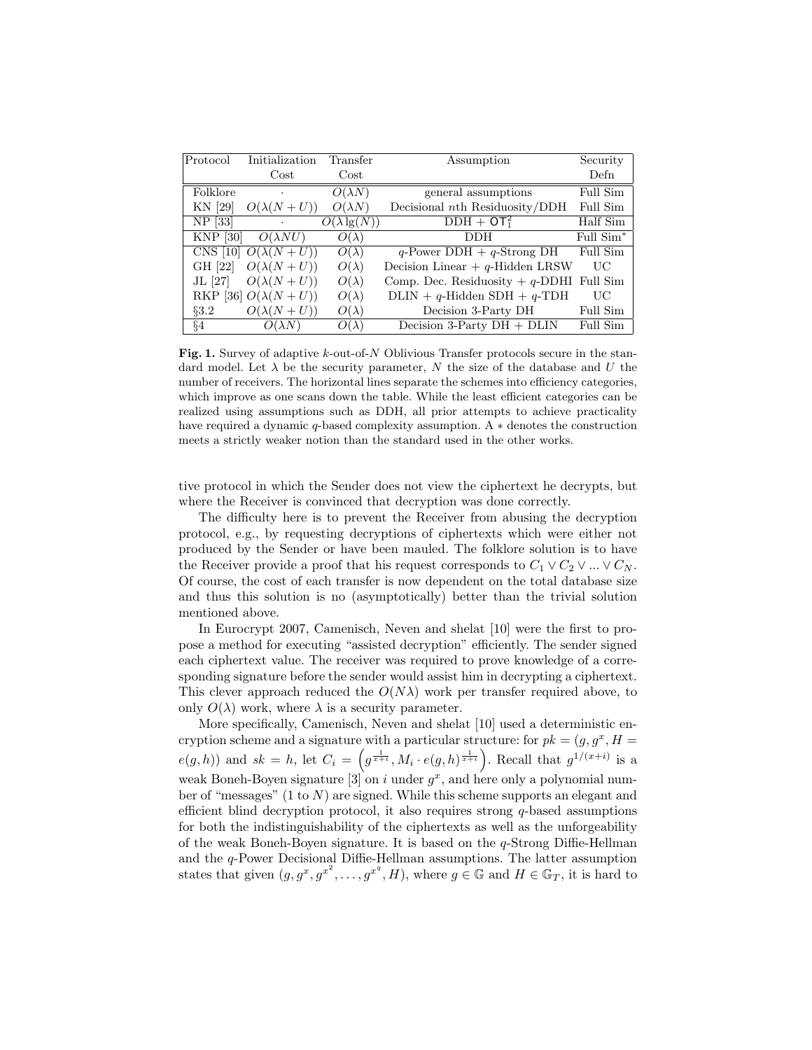| Protocol | Initialization Cost | Transfer Cost | Assumption | Security Defn |
|---|---|---|---|---|
| Folklore | $\cdot$ | $O(\lambda N)$ | general assumptions | Full Sim |
| KN [29] | $O(\lambda(N+U))$ | $O(\lambda N)$ | Decisional $n$th Residuosity/DDH | Full Sim |
| NP [33] | $\cdot$ | $O(\lambda \lg(N))$ | DDH + $\mathsf{OT}_1^2$ | Half Sim |
| KNP [30] | $O(\lambda NU)$ | $O(\lambda)$ | DDH | Full Sim$^*$ |
| CNS [10] | $O(\lambda(N+U))$ | $O(\lambda)$ | $q$-Power DDH + $q$-Strong DH | Full Sim |
| GH [22] | $O(\lambda(N+U))$ | $O(\lambda)$ | Decision Linear + $q$-Hidden LRSW | UC |
| JL [27] | $O(\lambda(N+U))$ | $O(\lambda)$ | Comp. Dec. Residuosity + $q$-DDHI | Full Sim |
| RKP [36] | $O(\lambda(N+U))$ | $O(\lambda)$ | DLIN + $q$-Hidden SDH + $q$-TDH | UC |
| §3.2 | $O(\lambda(N+U))$ | $O(\lambda)$ | Decision 3-Party DH | Full Sim |
| §4 | $O(\lambda N)$ | $O(\lambda)$ | Decision 3-Party DH + DLIN | Full Sim |

**Fig. 1.** Survey of adaptive $k$-out-of-$N$ Oblivious Transfer protocols secure in the standard model. Let $\lambda$ be the security parameter, $N$ the size of the database and $U$ the number of receivers. The horizontal lines separate the schemes into efficiency categories, which improve as one scans down the table. While the least efficient categories can be realized using assumptions such as DDH, all prior attempts to achieve practicality have required a dynamic $q$-based complexity assumption. A $*$ denotes the construction meets a strictly weaker notion than the standard used in the other works.

tive protocol in which the Sender does not view the ciphertext he decrypts, but where the Receiver is convinced that decryption was done correctly.

The difficulty here is to prevent the Receiver from abusing the decryption protocol, e.g., by requesting decryptions of ciphertexts which were either not produced by the Sender or have been mauled. The folklore solution is to have the Receiver provide a proof that his request corresponds to $C_1 \vee C_2 \vee ... \vee C_N$. Of course, the cost of each transfer is now dependent on the total database size and thus this solution is no (asymptotically) better than the trivial solution mentioned above.

In Eurocrypt 2007, Camenisch, Neven and shelat [10] were the first to propose a method for executing "assisted decryption" efficiently. The sender signed each ciphertext value. The receiver was required to prove knowledge of a corresponding signature before the sender would assist him in decrypting a ciphertext. This clever approach reduced the $O(N\lambda)$ work per transfer required above, to only $O(\lambda)$ work, where $\lambda$ is a security parameter.

More specifically, Camenisch, Neven and shelat [10] used a deterministic encryption scheme and a signature with a particular structure: for $pk = (g, g^x, H = e(g,h))$ and $sk = h$, let $C_i = \left(g^{\frac{1}{x+i}}, M_i \cdot e(g,h)^{\frac{1}{x+i}}\right)$. Recall that $g^{1/(x+i)}$ is a weak Boneh-Boyen signature [3] on $i$ under $g^x$, and here only a polynomial number of "messages" (1 to $N$) are signed. While this scheme supports an elegant and efficient blind decryption protocol, it also requires strong $q$-based assumptions for both the indistinguishability of the ciphertexts as well as the unforgeability of the weak Boneh-Boyen signature. It is based on the $q$-Strong Diffie-Hellman and the $q$-Power Decisional Diffie-Hellman assumptions. The latter assumption states that given $(g, g^x, g^{x^2}, \ldots, g^{x^q}, H)$, where $g \in \mathbb{G}$ and $H \in \mathbb{G}_T$, it is hard to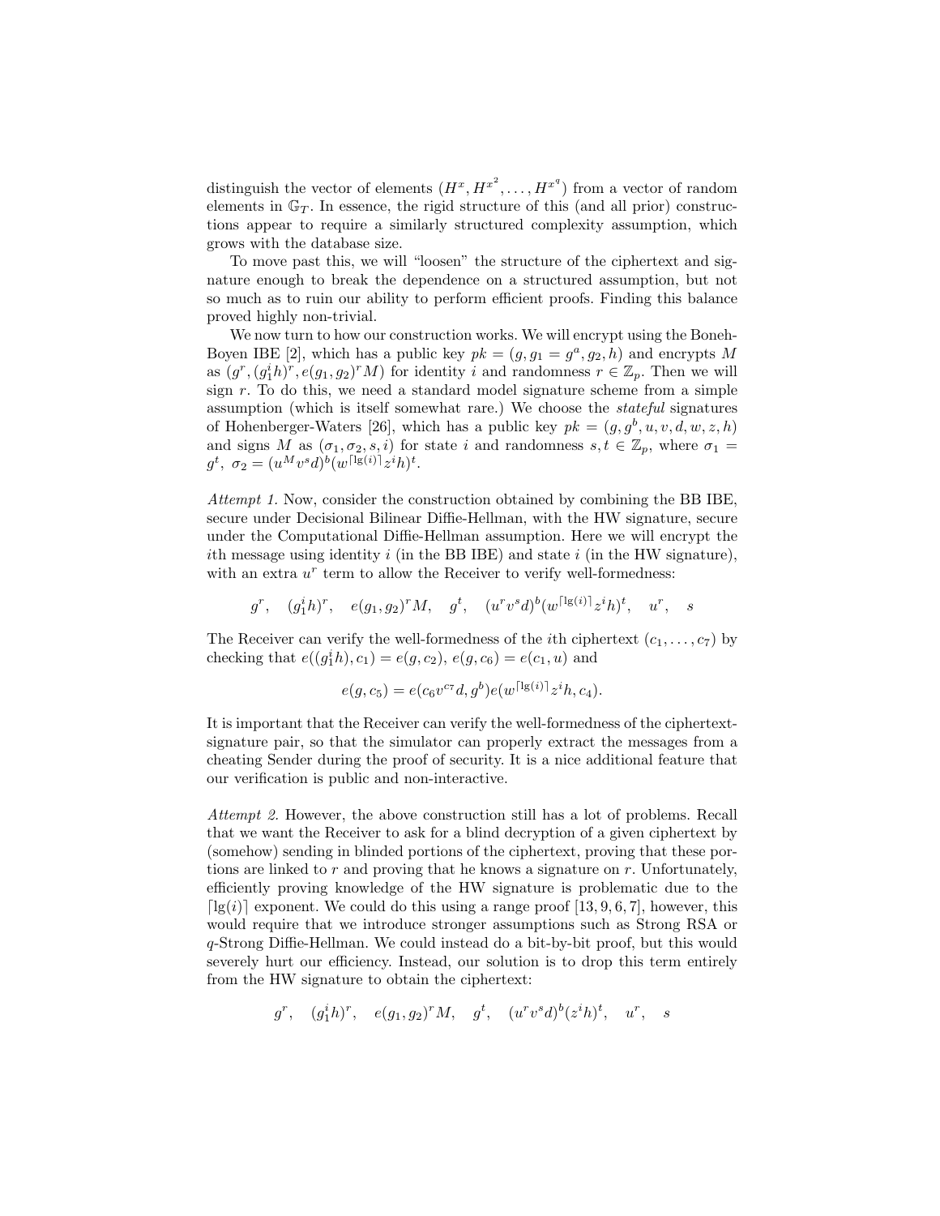distinguish the vector of elements $(H^x, H^{x^2}, \ldots, H^{x^q})$ from a vector of random elements in $\mathbb{G}_T$. In essence, the rigid structure of this (and all prior) constructions appear to require a similarly structured complexity assumption, which grows with the database size.

To move past this, we will "loosen" the structure of the ciphertext and signature enough to break the dependence on a structured assumption, but not so much as to ruin our ability to perform efficient proofs. Finding this balance proved highly non-trivial.

We now turn to how our construction works. We will encrypt using the Boneh-Boyen IBE [2], which has a public key $pk = (g, g_1 = g^a, g_2, h)$ and encrypts $M$ as $(g^r, (g_1^i h)^r, e(g_1, g_2)^r M)$ for identity $i$ and randomness $r \in \mathbb{Z}_p$. Then we will sign $r$. To do this, we need a standard model signature scheme from a simple assumption (which is itself somewhat rare.) We choose the *stateful* signatures of Hohenberger-Waters [26], which has a public key $pk = (g, g^b, u, v, d, w, z, h)$ and signs $M$ as $(\sigma_1, \sigma_2, s, i)$ for state $i$ and randomness $s, t \in \mathbb{Z}_p$, where $\sigma_1 = g^t$, $\sigma_2 = (u^M v^s d)^b (w^{\lceil \lg(i) \rceil} z^i h)^t$.

*Attempt 1.* Now, consider the construction obtained by combining the BB IBE, secure under Decisional Bilinear Diffie-Hellman, with the HW signature, secure under the Computational Diffie-Hellman assumption. Here we will encrypt the $i$th message using identity $i$ (in the BB IBE) and state $i$ (in the HW signature), with an extra $u^r$ term to allow the Receiver to verify well-formedness:

$$g^r, \quad (g_1^i h)^r, \quad e(g_1, g_2)^r M, \quad g^t, \quad (u^r v^s d)^b (w^{\lceil \lg(i) \rceil} z^i h)^t, \quad u^r, \quad s$$

The Receiver can verify the well-formedness of the $i$th ciphertext $(c_1, \ldots, c_7)$ by checking that $e((g_1^i h), c_1) = e(g, c_2)$, $e(g, c_6) = e(c_1, u)$ and

$$e(g, c_5) = e(c_6 v^{c_7} d, g^b) e(w^{\lceil \lg(i) \rceil} z^i h, c_4).$$

It is important that the Receiver can verify the well-formedness of the ciphertext-signature pair, so that the simulator can properly extract the messages from a cheating Sender during the proof of security. It is a nice additional feature that our verification is public and non-interactive.

*Attempt 2.* However, the above construction still has a lot of problems. Recall that we want the Receiver to ask for a blind decryption of a given ciphertext by (somehow) sending in blinded portions of the ciphertext, proving that these portions are linked to $r$ and proving that he knows a signature on $r$. Unfortunately, efficiently proving knowledge of the HW signature is problematic due to the $\lceil \lg(i) \rceil$ exponent. We could do this using a range proof [13, 9, 6, 7], however, this would require that we introduce stronger assumptions such as Strong RSA or $q$-Strong Diffie-Hellman. We could instead do a bit-by-bit proof, but this would severely hurt our efficiency. Instead, our solution is to drop this term entirely from the HW signature to obtain the ciphertext:

$$g^r, \quad (g_1^i h)^r, \quad e(g_1, g_2)^r M, \quad g^t, \quad (u^r v^s d)^b (z^i h)^t, \quad u^r, \quad s$$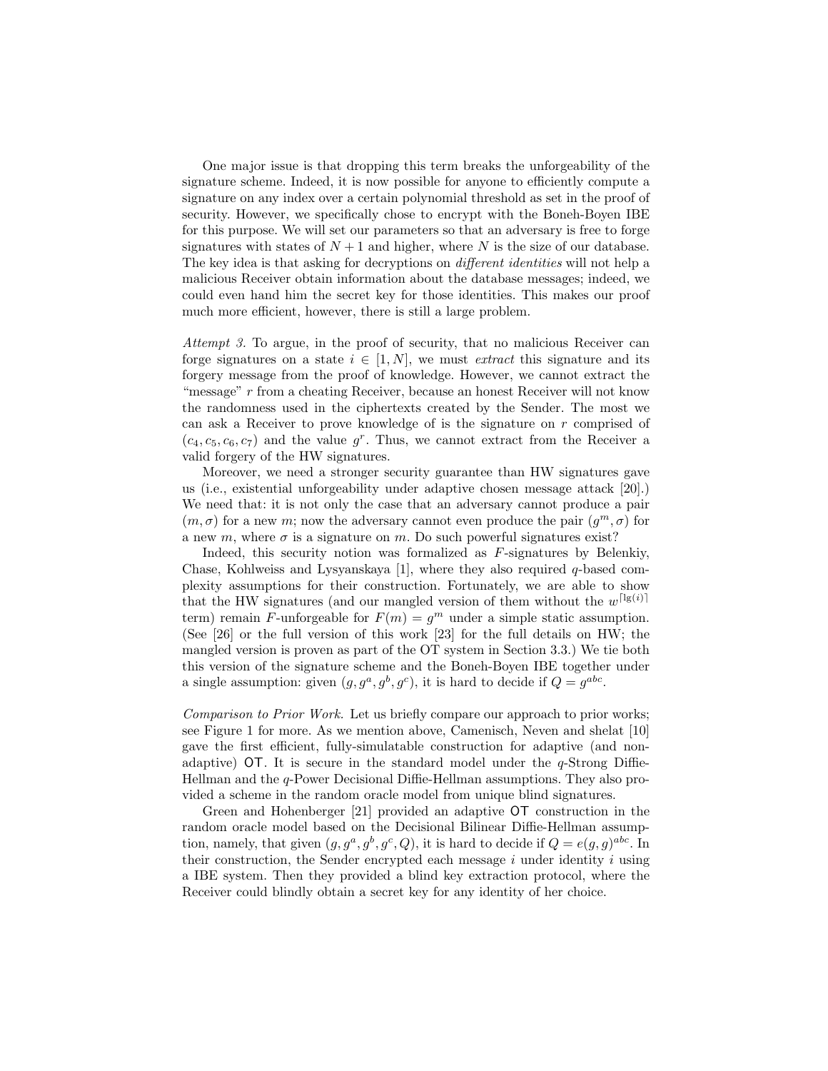One major issue is that dropping this term breaks the unforgeability of the signature scheme. Indeed, it is now possible for anyone to efficiently compute a signature on any index over a certain polynomial threshold as set in the proof of security. However, we specifically chose to encrypt with the Boneh-Boyen IBE for this purpose. We will set our parameters so that an adversary is free to forge signatures with states of $N+1$ and higher, where $N$ is the size of our database. The key idea is that asking for decryptions on *different identities* will not help a malicious Receiver obtain information about the database messages; indeed, we could even hand him the secret key for those identities. This makes our proof much more efficient, however, there is still a large problem.

*Attempt 3.* To argue, in the proof of security, that no malicious Receiver can forge signatures on a state $i \in [1, N]$, we must *extract* this signature and its forgery message from the proof of knowledge. However, we cannot extract the "message" $r$ from a cheating Receiver, because an honest Receiver will not know the randomness used in the ciphertexts created by the Sender. The most we can ask a Receiver to prove knowledge of is the signature on $r$ comprised of $(c_4, c_5, c_6, c_7)$ and the value $g^r$. Thus, we cannot extract from the Receiver a valid forgery of the HW signatures.

Moreover, we need a stronger security guarantee than HW signatures gave us (i.e., existential unforgeability under adaptive chosen message attack [20].) We need that: it is not only the case that an adversary cannot produce a pair $(m, \sigma)$ for a new $m$; now the adversary cannot even produce the pair $(g^m, \sigma)$ for a new $m$, where $\sigma$ is a signature on $m$. Do such powerful signatures exist?

Indeed, this security notion was formalized as $F$-signatures by Belenkiy, Chase, Kohlweiss and Lysyanskaya [1], where they also required $q$-based complexity assumptions for their construction. Fortunately, we are able to show that the HW signatures (and our mangled version of them without the $w^{\lceil \lg(i) \rceil}$ term) remain $F$-unforgeable for $F(m) = g^m$ under a simple static assumption. (See [26] or the full version of this work [23] for the full details on HW; the mangled version is proven as part of the OT system in Section 3.3.) We tie both this version of the signature scheme and the Boneh-Boyen IBE together under a single assumption: given $(g, g^a, g^b, g^c)$, it is hard to decide if $Q = g^{abc}$.

*Comparison to Prior Work.* Let us briefly compare our approach to prior works; see Figure 1 for more. As we mention above, Camenisch, Neven and shelat [10] gave the first efficient, fully-simulatable construction for adaptive (and non-adaptive) OT. It is secure in the standard model under the $q$-Strong Diffie-Hellman and the $q$-Power Decisional Diffie-Hellman assumptions. They also provided a scheme in the random oracle model from unique blind signatures.

Green and Hohenberger [21] provided an adaptive OT construction in the random oracle model based on the Decisional Bilinear Diffie-Hellman assumption, namely, that given $(g, g^a, g^b, g^c, Q)$, it is hard to decide if $Q = e(g, g)^{abc}$. In their construction, the Sender encrypted each message $i$ under identity $i$ using a IBE system. Then they provided a blind key extraction protocol, where the Receiver could blindly obtain a secret key for any identity of her choice.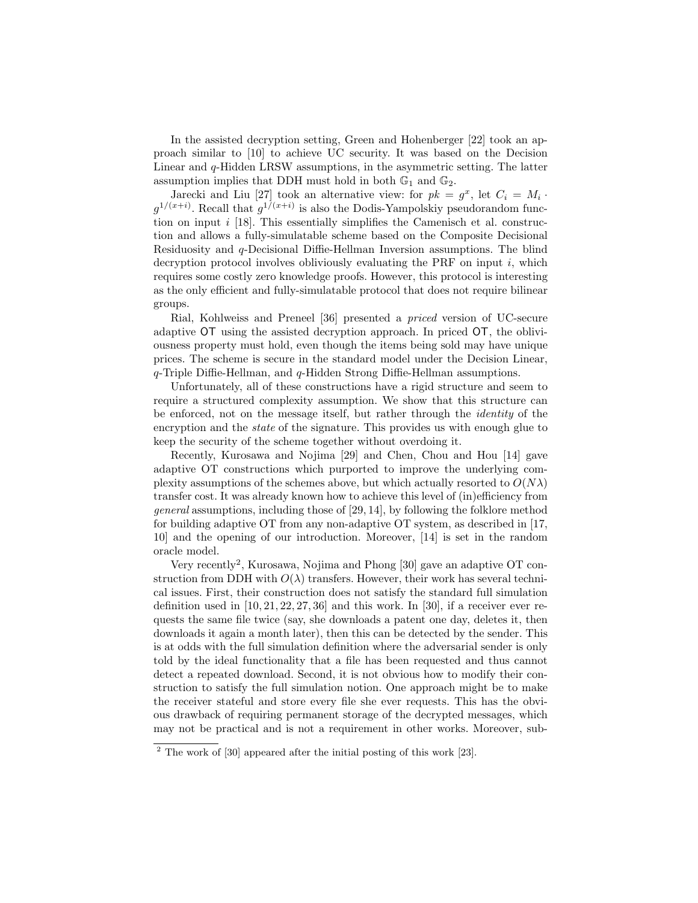In the assisted decryption setting, Green and Hohenberger [22] took an approach similar to [10] to achieve UC security. It was based on the Decision Linear and $q$-Hidden LRSW assumptions, in the asymmetric setting. The latter assumption implies that DDH must hold in both $\mathbb{G}_1$ and $\mathbb{G}_2$.

Jarecki and Liu [27] took an alternative view: for $pk = g^x$, let $C_i = M_i \cdot g^{1/(x+i)}$. Recall that $g^{1/(x+i)}$ is also the Dodis-Yampolskiy pseudorandom function on input $i$ [18]. This essentially simplifies the Camenisch et al. construction and allows a fully-simulatable scheme based on the Composite Decisional Residuosity and $q$-Decisional Diffie-Hellman Inversion assumptions. The blind decryption protocol involves obliviously evaluating the PRF on input $i$, which requires some costly zero knowledge proofs. However, this protocol is interesting as the only efficient and fully-simulatable protocol that does not require bilinear groups.

Rial, Kohlweiss and Preneel [36] presented a *priced* version of UC-secure adaptive OT using the assisted decryption approach. In priced OT, the obliviousness property must hold, even though the items being sold may have unique prices. The scheme is secure in the standard model under the Decision Linear, $q$-Triple Diffie-Hellman, and $q$-Hidden Strong Diffie-Hellman assumptions.

Unfortunately, all of these constructions have a rigid structure and seem to require a structured complexity assumption. We show that this structure can be enforced, not on the message itself, but rather through the *identity* of the encryption and the *state* of the signature. This provides us with enough glue to keep the security of the scheme together without overdoing it.

Recently, Kurosawa and Nojima [29] and Chen, Chou and Hou [14] gave adaptive OT constructions which purported to improve the underlying complexity assumptions of the schemes above, but which actually resorted to $O(N\lambda)$ transfer cost. It was already known how to achieve this level of (in)efficiency from *general* assumptions, including those of [29, 14], by following the folklore method for building adaptive OT from any non-adaptive OT system, as described in [17, 10] and the opening of our introduction. Moreover, [14] is set in the random oracle model.

Very recently[2], Kurosawa, Nojima and Phong [30] gave an adaptive OT construction from DDH with $O(\lambda)$ transfers. However, their work has several technical issues. First, their construction does not satisfy the standard full simulation definition used in [10, 21, 22, 27, 36] and this work. In [30], if a receiver ever requests the same file twice (say, she downloads a patent one day, deletes it, then downloads it again a month later), then this can be detected by the sender. This is at odds with the full simulation definition where the adversarial sender is only told by the ideal functionality that a file has been requested and thus cannot detect a repeated download. Second, it is not obvious how to modify their construction to satisfy the full simulation notion. One approach might be to make the receiver stateful and store every file she ever requests. This has the obvious drawback of requiring permanent storage of the decrypted messages, which may not be practical and is not a requirement in other works. Moreover, sub-

[2] The work of [30] appeared after the initial posting of this work [23].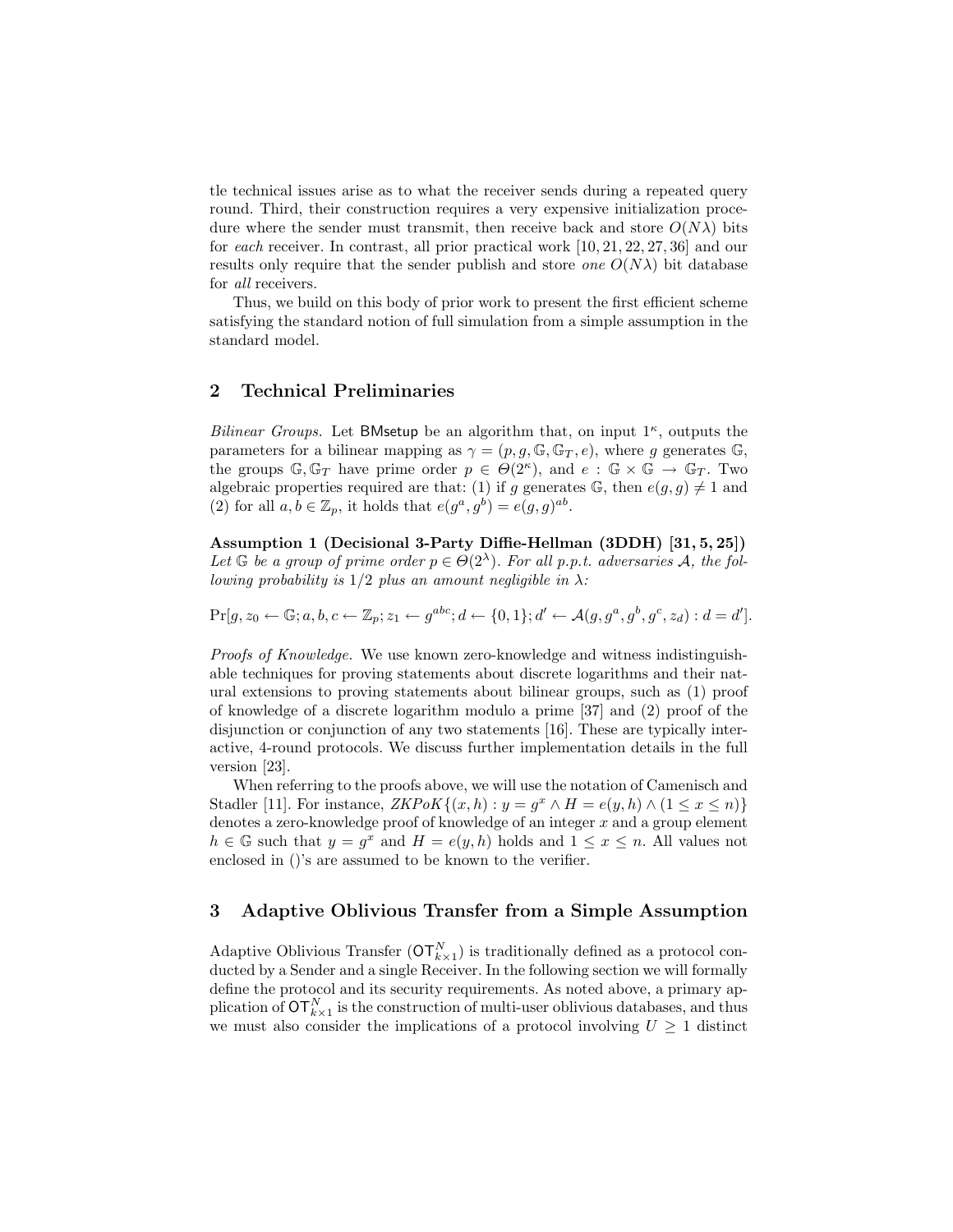tle technical issues arise as to what the receiver sends during a repeated query round. Third, their construction requires a very expensive initialization procedure where the sender must transmit, then receive back and store $O(N\lambda)$ bits for *each* receiver. In contrast, all prior practical work [10, 21, 22, 27, 36] and our results only require that the sender publish and store *one* $O(N\lambda)$ bit database for *all* receivers.

Thus, we build on this body of prior work to present the first efficient scheme satisfying the standard notion of full simulation from a simple assumption in the standard model.

## 2 Technical Preliminaries

*Bilinear Groups.* Let BMsetup be an algorithm that, on input $1^\kappa$, outputs the parameters for a bilinear mapping as $\gamma = (p, g, \mathbb{G}, \mathbb{G}_T, e)$, where $g$ generates $\mathbb{G}$, the groups $\mathbb{G}, \mathbb{G}_T$ have prime order $p \in \Theta(2^\kappa)$, and $e : \mathbb{G} \times \mathbb{G} \rightarrow \mathbb{G}_T$. Two algebraic properties required are that: (1) if $g$ generates $\mathbb{G}$, then $e(g, g) \neq 1$ and (2) for all $a, b \in \mathbb{Z}_p$, it holds that $e(g^a, g^b) = e(g, g)^{ab}$.

**Assumption 1 (Decisional 3-Party Diffie-Hellman (3DDH) [31, 5, 25])** *Let $\mathbb{G}$ be a group of prime order $p \in \Theta(2^\lambda)$. For all p.p.t. adversaries $\mathcal{A}$, the following probability is 1/2 plus an amount negligible in $\lambda$:*

$$\Pr[g, z_0 \leftarrow \mathbb{G}; a, b, c \leftarrow \mathbb{Z}_p; z_1 \leftarrow g^{abc}; d \leftarrow \{0, 1\}; d' \leftarrow \mathcal{A}(g, g^a, g^b, g^c, z_d) : d = d'].$$

*Proofs of Knowledge.* We use known zero-knowledge and witness indistinguishable techniques for proving statements about discrete logarithms and their natural extensions to proving statements about bilinear groups, such as (1) proof of knowledge of a discrete logarithm modulo a prime [37] and (2) proof of the disjunction or conjunction of any two statements [16]. These are typically interactive, 4-round protocols. We discuss further implementation details in the full version [23].

When referring to the proofs above, we will use the notation of Camenisch and Stadler [11]. For instance, $ZKPoK\{(x, h) : y = g^x \wedge H = e(y, h) \wedge (1 \leq x \leq n)\}$ denotes a zero-knowledge proof of knowledge of an integer $x$ and a group element $h \in \mathbb{G}$ such that $y = g^x$ and $H = e(y, h)$ holds and $1 \leq x \leq n$. All values not enclosed in ()'s are assumed to be known to the verifier.

## 3 Adaptive Oblivious Transfer from a Simple Assumption

Adaptive Oblivious Transfer ($\mathsf{OT}^N_{k\times 1}$) is traditionally defined as a protocol conducted by a Sender and a single Receiver. In the following section we will formally define the protocol and its security requirements. As noted above, a primary application of $\mathsf{OT}^N_{k\times 1}$ is the construction of multi-user oblivious databases, and thus we must also consider the implications of a protocol involving $U \geq 1$ distinct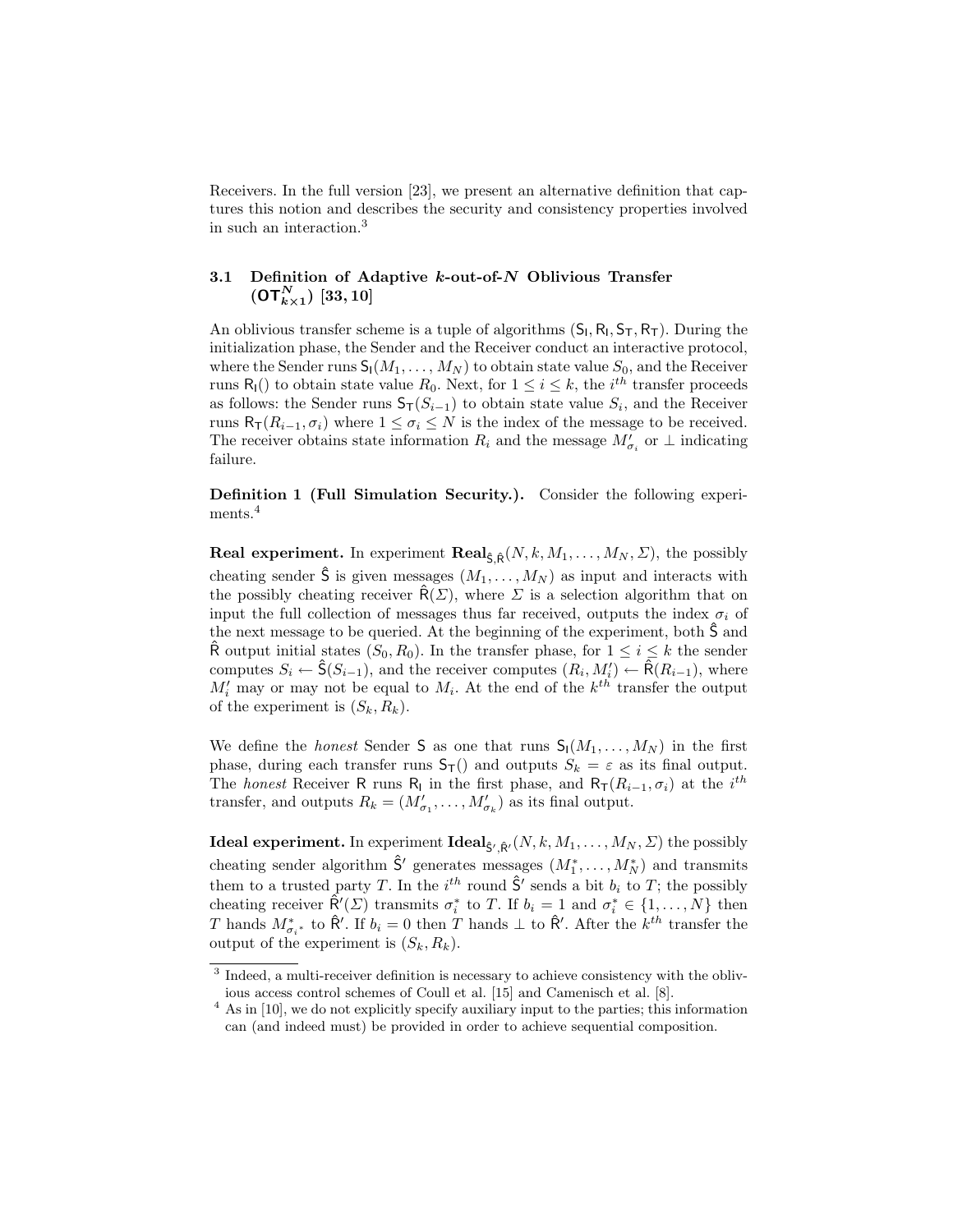Receivers. In the full version [23], we present an alternative definition that captures this notion and describes the security and consistency properties involved in such an interaction.[3]

### 3.1 Definition of Adaptive $k$-out-of-$N$ Oblivious Transfer ($\mathsf{OT}^N_{k\times 1}$) [33, 10]

An oblivious transfer scheme is a tuple of algorithms $(\mathsf{S_I}, \mathsf{R_I}, \mathsf{S_T}, \mathsf{R_T})$. During the initialization phase, the Sender and the Receiver conduct an interactive protocol, where the Sender runs $\mathsf{S_I}(M_1, \ldots, M_N)$ to obtain state value $S_0$, and the Receiver runs $\mathsf{R_I}()$ to obtain state value $R_0$. Next, for $1 \leq i \leq k$, the $i^{th}$ transfer proceeds as follows: the Sender runs $\mathsf{S_T}(S_{i-1})$ to obtain state value $S_i$, and the Receiver runs $\mathsf{R_T}(R_{i-1}, \sigma_i)$ where $1 \leq \sigma_i \leq N$ is the index of the message to be received. The receiver obtains state information $R_i$ and the message $M'_{\sigma_i}$ or $\bot$ indicating failure.

**Definition 1 (Full Simulation Security.).** Consider the following experiments.[4]

**Real experiment.** In experiment $\mathbf{Real}_{\hat{\mathsf{S}},\hat{\mathsf{R}}}(N, k, M_1, \ldots, M_N, \Sigma)$, the possibly cheating sender $\hat{\mathsf{S}}$ is given messages $(M_1, \ldots, M_N)$ as input and interacts with the possibly cheating receiver $\hat{\mathsf{R}}(\Sigma)$, where $\Sigma$ is a selection algorithm that on input the full collection of messages thus far received, outputs the index $\sigma_i$ of the next message to be queried. At the beginning of the experiment, both $\hat{\mathsf{S}}$ and $\hat{\mathsf{R}}$ output initial states $(S_0, R_0)$. In the transfer phase, for $1 \leq i \leq k$ the sender computes $S_i \leftarrow \hat{\mathsf{S}}(S_{i-1})$, and the receiver computes $(R_i, M'_i) \leftarrow \hat{\mathsf{R}}(R_{i-1})$, where $M'_i$ may or may not be equal to $M_i$. At the end of the $k^{th}$ transfer the output of the experiment is $(S_k, R_k)$.

We define the *honest* Sender $\mathsf{S}$ as one that runs $\mathsf{S_I}(M_1, \ldots, M_N)$ in the first phase, during each transfer runs $\mathsf{S_T}()$ and outputs $S_k = \varepsilon$ as its final output. The *honest* Receiver $\mathsf{R}$ runs $\mathsf{R_I}$ in the first phase, and $\mathsf{R_T}(R_{i-1}, \sigma_i)$ at the $i^{th}$ transfer, and outputs $R_k = (M'_{\sigma_1}, \ldots, M'_{\sigma_k})$ as its final output.

**Ideal experiment.** In experiment $\mathbf{Ideal}_{\hat{\mathsf{S}}',\hat{\mathsf{R}}'}(N, k, M_1, \ldots, M_N, \Sigma)$ the possibly cheating sender algorithm $\hat{\mathsf{S}}'$ generates messages $(M^*_1, \ldots, M^*_N)$ and transmits them to a trusted party $T$. In the $i^{th}$ round $\hat{\mathsf{S}}'$ sends a bit $b_i$ to $T$; the possibly cheating receiver $\hat{\mathsf{R}}'(\Sigma)$ transmits $\sigma^*_i$ to $T$. If $b_i = 1$ and $\sigma^*_i \in \{1, \ldots, N\}$ then $T$ hands $M^*_{\sigma_i{}^*}$ to $\hat{\mathsf{R}}'$. If $b_i = 0$ then $T$ hands $\bot$ to $\hat{\mathsf{R}}'$. After the $k^{th}$ transfer the output of the experiment is $(S_k, R_k)$.

---

[3] Indeed, a multi-receiver definition is necessary to achieve consistency with the oblivious access control schemes of Coull et al. [15] and Camenisch et al. [8].

[4] As in [10], we do not explicitly specify auxiliary input to the parties; this information can (and indeed must) be provided in order to achieve sequential composition.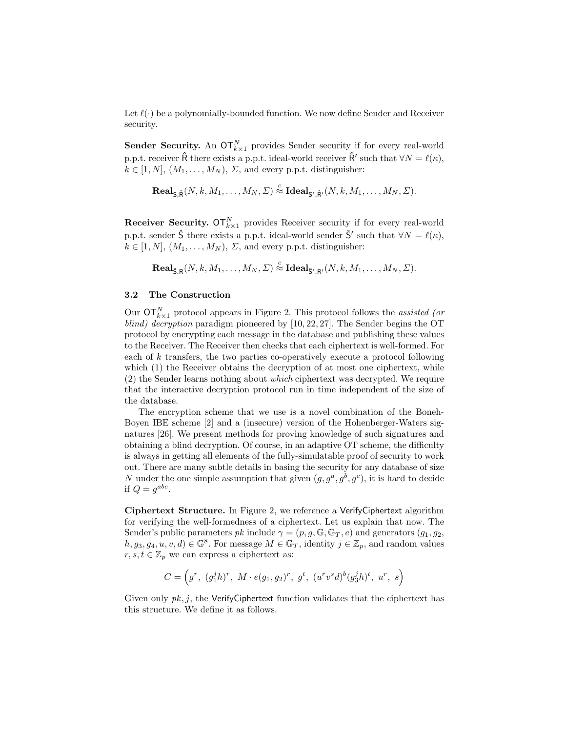Let $\ell(\cdot)$ be a polynomially-bounded function. We now define Sender and Receiver security.

**Sender Security.** An $\mathsf{OT}^N_{k\times 1}$ provides Sender security if for every real-world p.p.t. receiver $\hat{\mathsf{R}}$ there exists a p.p.t. ideal-world receiver $\hat{\mathsf{R}}'$ such that $\forall N = \ell(\kappa)$, $k \in [1, N]$, $(M_1, \ldots, M_N)$, $\Sigma$, and every p.p.t. distinguisher:

$$\mathbf{Real}_{\mathsf{S},\hat{\mathsf{R}}}(N, k, M_1, \ldots, M_N, \Sigma) \stackrel{c}{\approx} \mathbf{Ideal}_{\mathsf{S}',\hat{\mathsf{R}}'}(N, k, M_1, \ldots, M_N, \Sigma).$$

**Receiver Security.** $\mathsf{OT}^N_{k\times 1}$ provides Receiver security if for every real-world p.p.t. sender $\hat{\mathsf{S}}$ there exists a p.p.t. ideal-world sender $\hat{\mathsf{S}}'$ such that $\forall N = \ell(\kappa)$, $k \in [1, N]$, $(M_1, \ldots, M_N)$, $\Sigma$, and every p.p.t. distinguisher:

$$\mathbf{Real}_{\hat{\mathsf{S}},\mathsf{R}}(N, k, M_1, \ldots, M_N, \Sigma) \stackrel{c}{\approx} \mathbf{Ideal}_{\hat{\mathsf{S}}',\mathsf{R}'}(N, k, M_1, \ldots, M_N, \Sigma).$$

### 3.2 The Construction

Our $\mathsf{OT}^N_{k\times 1}$ protocol appears in Figure 2. This protocol follows the *assisted (or blind) decryption* paradigm pioneered by [10, 22, 27]. The Sender begins the OT protocol by encrypting each message in the database and publishing these values to the Receiver. The Receiver then checks that each ciphertext is well-formed. For each of $k$ transfers, the two parties co-operatively execute a protocol following which (1) the Receiver obtains the decryption of at most one ciphertext, while (2) the Sender learns nothing about *which* ciphertext was decrypted. We require that the interactive decryption protocol run in time independent of the size of the database.

The encryption scheme that we use is a novel combination of the Boneh-Boyen IBE scheme [2] and a (insecure) version of the Hohenberger-Waters signatures [26]. We present methods for proving knowledge of such signatures and obtaining a blind decryption. Of course, in an adaptive OT scheme, the difficulty is always in getting all elements of the fully-simulatable proof of security to work out. There are many subtle details in basing the security for any database of size $N$ under the one simple assumption that given $(g, g^a, g^b, g^c)$, it is hard to decide if $Q = g^{abc}$.

**Ciphertext Structure.** In Figure 2, we reference a $\mathsf{VerifyCiphertext}$ algorithm for verifying the well-formedness of a ciphertext. Let us explain that now. The Sender's public parameters $pk$ include $\gamma = (p, g, \mathbb{G}, \mathbb{G}_T, e)$ and generators $(g_1, g_2, h, g_3, g_4, u, v, d) \in \mathbb{G}^8$. For message $M \in \mathbb{G}_T$, identity $j \in \mathbb{Z}_p$, and random values $r, s, t \in \mathbb{Z}_p$ we can express a ciphertext as:

$$C = \Big(g^r,\ (g_1^j h)^r,\ M \cdot e(g_1, g_2)^r,\ g^t,\ (u^r v^s d)^b (g_3^j h)^t,\ u^r,\ s\Big)$$

Given only $pk, j$, the $\mathsf{VerifyCiphertext}$ function validates that the ciphertext has this structure. We define it as follows.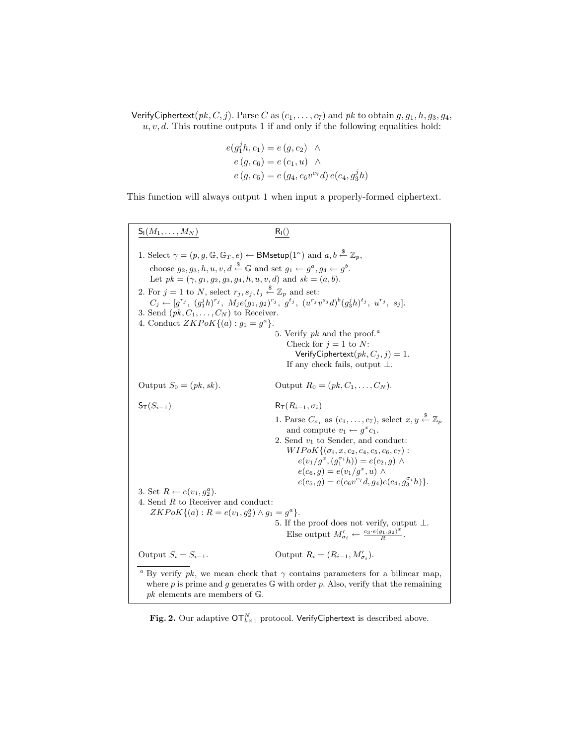$\mathsf{VerifyCiphertext}(pk, C, j)$. Parse $C$ as $(c_1, \ldots, c_7)$ and $pk$ to obtain $g, g_1, h, g_3, g_4, u, v, d$. This routine outputs 1 if and only if the following equalities hold:

$$
\begin{aligned}
e(g_1^j h, c_1) &= e(g, c_2) \quad \wedge \\
e(g, c_6) &= e(c_1, u) \quad \wedge \\
e(g, c_5) &= e(g_4, c_6 v^{c_7} d)\, e(c_4, g_3^j h)
\end{aligned}
$$

This function will always output 1 when input a properly-formed ciphertext.

---

**$\mathsf{S_I}(M_1, \ldots, M_N)$** | **$\mathsf{R_I}()$**

1. Select $\gamma = (p, g, \mathbb{G}, \mathbb{G}_T, e) \leftarrow \mathsf{BMsetup}(1^\kappa)$ and $a, b \xleftarrow{\$} \mathbb{Z}_p$, choose $g_2, g_3, h, u, v, d \xleftarrow{\$} \mathbb{G}$ and set $g_1 \leftarrow g^a, g_4 \leftarrow g^b$. Let $pk = (\gamma, g_1, g_2, g_3, g_4, h, u, v, d)$ and $sk = (a, b)$.
2. For $j = 1$ to $N$, select $r_j, s_j, t_j \xleftarrow{\$} \mathbb{Z}_p$ and set: $C_j \leftarrow [g^{r_j},\ (g_1^j h)^{r_j},\ M_j e(g_1, g_2)^{r_j},\ g^{t_j},\ (u^{r_j} v^{s_j} d)^b (g_3^j h)^{t_j},\ u^{r_j},\ s_j]$.
3. Send $(pk, C_1, \ldots, C_N)$ to Receiver.
4. Conduct $ZKPoK\{(a) : g_1 = g^a\}$.

*(Receiver)*

5. Verify $pk$ and the proof.[a]
   Check for $j = 1$ to $N$:
   $\mathsf{VerifyCiphertext}(pk, C_j, j) = 1$.
   If any check fails, output $\perp$.

Output $S_0 = (pk, sk)$. | Output $R_0 = (pk, C_1, \ldots, C_N)$.

**$\mathsf{S_T}(S_{i-1})$** | **$\mathsf{R_T}(R_{i-1}, \sigma_i)$**

*(Receiver)*

1. Parse $C_{\sigma_i}$ as $(c_1, \ldots, c_7)$, select $x, y \xleftarrow{\$} \mathbb{Z}_p$ and compute $v_1 \leftarrow g^x c_1$.
2. Send $v_1$ to Sender, and conduct:
   $WIPoK\{(\sigma_i, x, c_2, c_4, c_5, c_6, c_7) :$
   $e(v_1/g^x, (g_1^{\sigma_i} h)) = e(c_2, g)\ \wedge$
   $e(c_6, g) = e(v_1/g^x, u)\ \wedge$
   $e(c_5, g) = e(c_6 v^{c_7} d, g_4) e(c_4, g_3^{\sigma_i} h)\}$.

*(Sender)*

3. Set $R \leftarrow e(v_1, g_2^a)$.
4. Send $R$ to Receiver and conduct: $ZKPoK\{(a) : R = e(v_1, g_2^a) \wedge g_1 = g^a\}$.

*(Receiver)*

5. If the proof does not verify, output $\perp$. Else output $M'_{\sigma_i} \leftarrow \frac{c_3 \cdot e(g_1, g_2)^x}{R}$.

Output $S_i = S_{i-1}$. | Output $R_i = (R_{i-1}, M'_{\sigma_i})$.

[a] By verify $pk$, we mean check that $\gamma$ contains parameters for a bilinear map, where $p$ is prime and $g$ generates $\mathbb{G}$ with order $p$. Also, verify that the remaining $pk$ elements are members of $\mathbb{G}$.

---

**Fig. 2.** Our adaptive $\mathsf{OT}_{k \times 1}^N$ protocol. $\mathsf{VerifyCiphertext}$ is described above.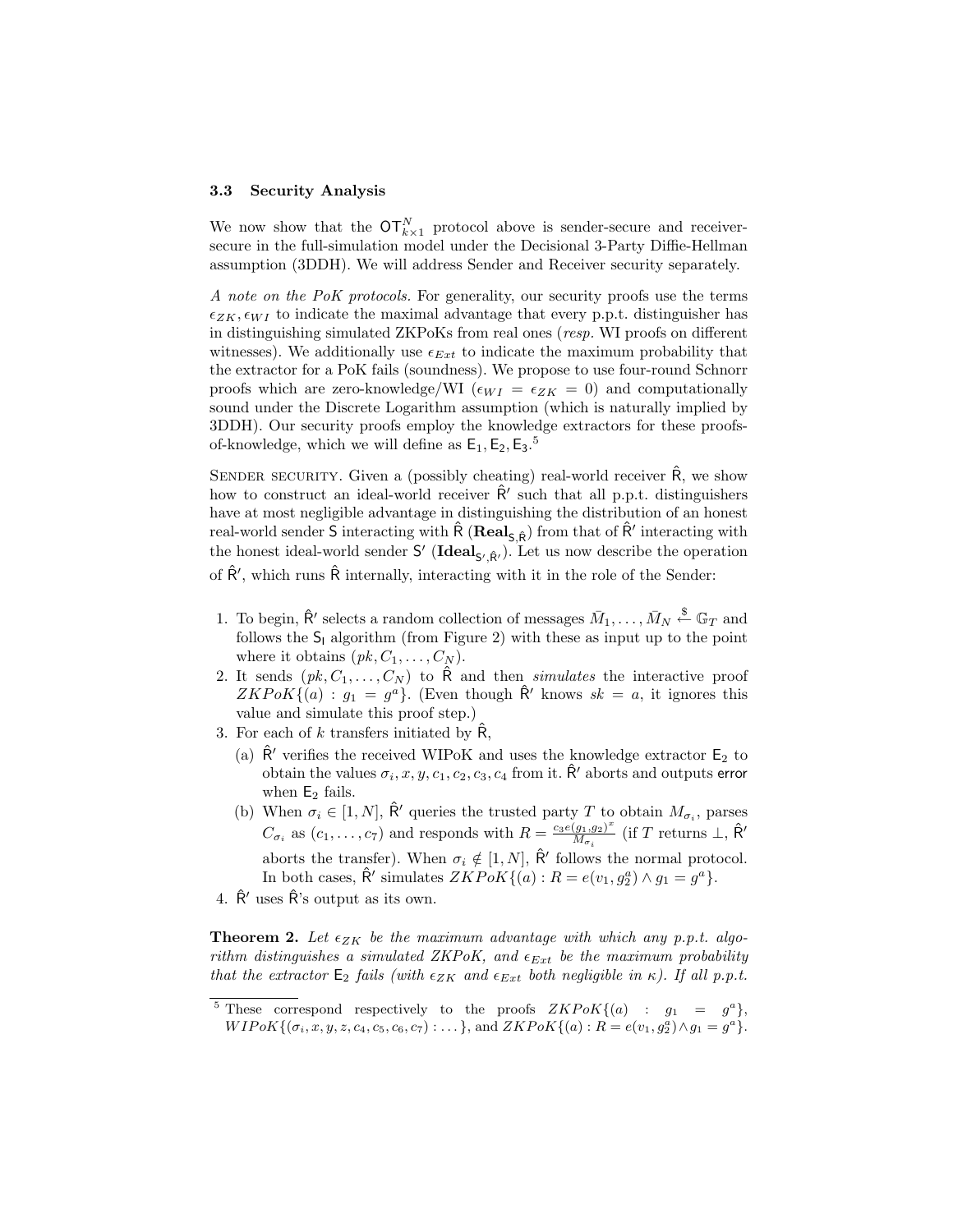### 3.3 Security Analysis

We now show that the $\mathsf{OT}^N_{k\times 1}$ protocol above is sender-secure and receiver-secure in the full-simulation model under the Decisional 3-Party Diffie-Hellman assumption (3DDH). We will address Sender and Receiver security separately.

*A note on the PoK protocols.* For generality, our security proofs use the terms $\epsilon_{ZK}, \epsilon_{WI}$ to indicate the maximal advantage that every p.p.t. distinguisher has in distinguishing simulated ZKPoKs from real ones (*resp.* WI proofs on different witnesses). We additionally use $\epsilon_{Ext}$ to indicate the maximum probability that the extractor for a PoK fails (soundness). We propose to use four-round Schnorr proofs which are zero-knowledge/WI ($\epsilon_{WI} = \epsilon_{ZK} = 0$) and computationally sound under the Discrete Logarithm assumption (which is naturally implied by 3DDH). Our security proofs employ the knowledge extractors for these proofs-of-knowledge, which we will define as $\mathsf{E}_1, \mathsf{E}_2, \mathsf{E}_3$.[5]

Sender security. Given a (possibly cheating) real-world receiver $\hat{\mathsf{R}}$, we show how to construct an ideal-world receiver $\hat{\mathsf{R}}'$ such that all p.p.t. distinguishers have at most negligible advantage in distinguishing the distribution of an honest real-world sender $\mathsf{S}$ interacting with $\hat{\mathsf{R}}$ ($\mathbf{Real}_{\mathsf{S},\hat{\mathsf{R}}}$) from that of $\hat{\mathsf{R}}'$ interacting with the honest ideal-world sender $\mathsf{S}'$ ($\mathbf{Ideal}_{\mathsf{S}',\hat{\mathsf{R}}'}$). Let us now describe the operation of $\hat{\mathsf{R}}'$, which runs $\hat{\mathsf{R}}$ internally, interacting with it in the role of the Sender:

1. To begin, $\hat{\mathsf{R}}'$ selects a random collection of messages $\bar{M}_1, \ldots, \bar{M}_N \xleftarrow{\$} \mathbb{G}_T$ and follows the $\mathsf{S_I}$ algorithm (from Figure 2) with these as input up to the point where it obtains $(pk, C_1, \ldots, C_N)$.
2. It sends $(pk, C_1, \ldots, C_N)$ to $\hat{\mathsf{R}}$ and then *simulates* the interactive proof $ZKPoK\{(a) : g_1 = g^a\}$. (Even though $\hat{\mathsf{R}}'$ knows $sk = a$, it ignores this value and simulate this proof step.)
3. For each of $k$ transfers initiated by $\hat{\mathsf{R}}$,
   (a) $\hat{\mathsf{R}}'$ verifies the received WIPoK and uses the knowledge extractor $\mathsf{E}_2$ to obtain the values $\sigma_i, x, y, c_1, c_2, c_3, c_4$ from it. $\hat{\mathsf{R}}'$ aborts and outputs error when $\mathsf{E}_2$ fails.
   (b) When $\sigma_i \in [1, N]$, $\hat{\mathsf{R}}'$ queries the trusted party $T$ to obtain $M_{\sigma_i}$, parses $C_{\sigma_i}$ as $(c_1, \ldots, c_7)$ and responds with $R = \frac{c_3 e(g_1, g_2)^x}{M_{\sigma_i}}$ (if $T$ returns $\bot$, $\hat{\mathsf{R}}'$ aborts the transfer). When $\sigma_i \notin [1, N]$, $\hat{\mathsf{R}}'$ follows the normal protocol. In both cases, $\hat{\mathsf{R}}'$ simulates $ZKPoK\{(a) : R = e(v_1, g_2^a) \wedge g_1 = g^a\}$.
4. $\hat{\mathsf{R}}'$ uses $\hat{\mathsf{R}}$'s output as its own.

**Theorem 2.** *Let $\epsilon_{ZK}$ be the maximum advantage with which any p.p.t. algorithm distinguishes a simulated ZKPoK, and $\epsilon_{Ext}$ be the maximum probability that the extractor $\mathsf{E}_2$ fails (with $\epsilon_{ZK}$ and $\epsilon_{Ext}$ both negligible in $\kappa$). If all p.p.t.*

[5] These correspond respectively to the proofs $ZKPoK\{(a) : g_1 = g^a\}$, $WIPoK\{(\sigma_i, x, y, z, c_4, c_5, c_6, c_7) : \ldots\}$, and $ZKPoK\{(a) : R = e(v_1, g_2^a) \wedge g_1 = g^a\}$.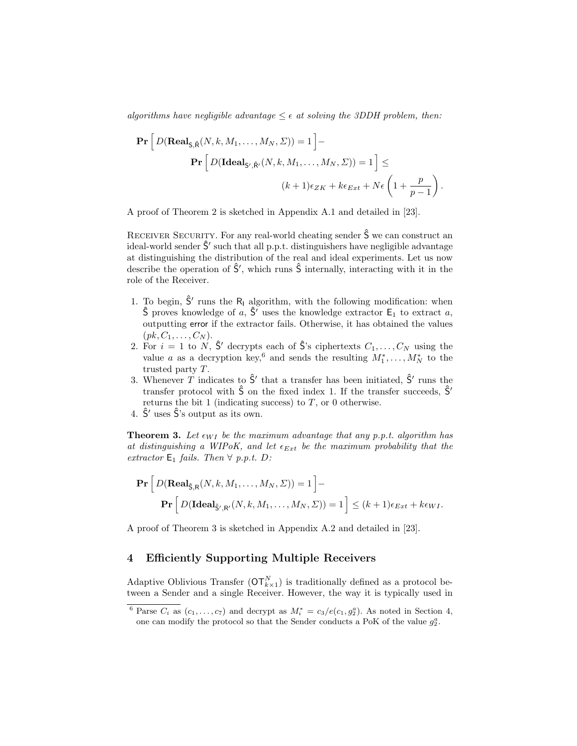*algorithms have negligible advantage $\leq \epsilon$ at solving the 3DDH problem, then:*

$$\mathbf{Pr}\left[\, D(\mathbf{Real}_{\mathsf{S},\hat{\mathsf{R}}}(N,k,M_1,\ldots,M_N,\Sigma)) = 1\,\right] - \mathbf{Pr}\left[\, D(\mathbf{Ideal}_{\mathsf{S}',\hat{\mathsf{R}}'}(N,k,M_1,\ldots,M_N,\Sigma)) = 1\,\right] \leq (k+1)\epsilon_{ZK} + k\epsilon_{Ext} + N\epsilon\left(1 + \frac{p}{p-1}\right).$$

A proof of Theorem 2 is sketched in Appendix A.1 and detailed in [23].

Receiver Security. For any real-world cheating sender $\hat{\mathsf{S}}$ we can construct an ideal-world sender $\hat{\mathsf{S}}'$ such that all p.p.t. distinguishers have negligible advantage at distinguishing the distribution of the real and ideal experiments. Let us now describe the operation of $\hat{\mathsf{S}}'$, which runs $\hat{\mathsf{S}}$ internally, interacting with it in the role of the Receiver.

1. To begin, $\hat{\mathsf{S}}'$ runs the $\mathsf{R}_\mathsf{I}$ algorithm, with the following modification: when $\hat{\mathsf{S}}$ proves knowledge of $a$, $\hat{\mathsf{S}}'$ uses the knowledge extractor $\mathsf{E}_1$ to extract $a$, outputting error if the extractor fails. Otherwise, it has obtained the values $(pk, C_1, \ldots, C_N)$.
2. For $i = 1$ to $N$, $\hat{\mathsf{S}}'$ decrypts each of $\hat{\mathsf{S}}$'s ciphertexts $C_1, \ldots, C_N$ using the value $a$ as a decryption key,[6] and sends the resulting $M_1^*, \ldots, M_N^*$ to the trusted party $T$.
3. Whenever $T$ indicates to $\hat{\mathsf{S}}'$ that a transfer has been initiated, $\hat{\mathsf{S}}'$ runs the transfer protocol with $\hat{\mathsf{S}}$ on the fixed index 1. If the transfer succeeds, $\hat{\mathsf{S}}'$ returns the bit 1 (indicating success) to $T$, or 0 otherwise.
4. $\hat{\mathsf{S}}'$ uses $\hat{\mathsf{S}}$'s output as its own.

**Theorem 3.** *Let $\epsilon_{WI}$ be the maximum advantage that any p.p.t. algorithm has at distinguishing a WIPoK, and let $\epsilon_{Ext}$ be the maximum probability that the extractor $\mathsf{E}_1$ fails. Then $\forall$ p.p.t. $D$:*

$$\mathbf{Pr}\left[\, D(\mathbf{Real}_{\hat{\mathsf{S}},\mathsf{R}}(N,k,M_1,\ldots,M_N,\Sigma)) = 1\,\right] - \mathbf{Pr}\left[\, D(\mathbf{Ideal}_{\hat{\mathsf{S}}',\mathsf{R}'}(N,k,M_1,\ldots,M_N,\Sigma)) = 1\,\right] \leq (k+1)\epsilon_{Ext} + k\epsilon_{WI}.$$

A proof of Theorem 3 is sketched in Appendix A.2 and detailed in [23].

## 4 Efficiently Supporting Multiple Receivers

Adaptive Oblivious Transfer ($\mathsf{OT}_{k\times 1}^N$) is traditionally defined as a protocol between a Sender and a single Receiver. However, the way it is typically used in

---

[6] Parse $C_i$ as $(c_1, \ldots, c_7)$ and decrypt as $M_i^* = c_3/e(c_1, g_2^a)$. As noted in Section 4, one can modify the protocol so that the Sender conducts a PoK of the value $g_2^a$.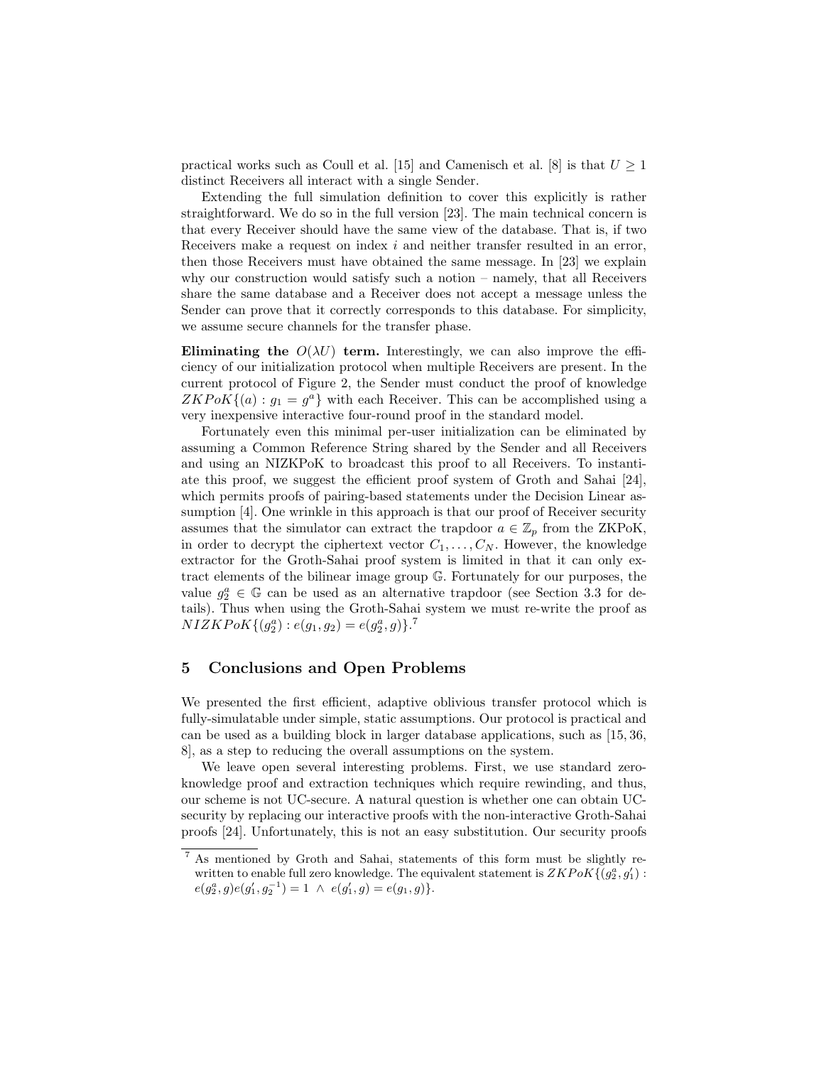practical works such as Coull et al. [15] and Camenisch et al. [8] is that $U \geq 1$ distinct Receivers all interact with a single Sender.

Extending the full simulation definition to cover this explicitly is rather straightforward. We do so in the full version [23]. The main technical concern is that every Receiver should have the same view of the database. That is, if two Receivers make a request on index $i$ and neither transfer resulted in an error, then those Receivers must have obtained the same message. In [23] we explain why our construction would satisfy such a notion – namely, that all Receivers share the same database and a Receiver does not accept a message unless the Sender can prove that it correctly corresponds to this database. For simplicity, we assume secure channels for the transfer phase.

**Eliminating the $O(\lambda U)$ term.** Interestingly, we can also improve the efficiency of our initialization protocol when multiple Receivers are present. In the current protocol of Figure 2, the Sender must conduct the proof of knowledge $ZKPoK\{(a) : g_1 = g^a\}$ with each Receiver. This can be accomplished using a very inexpensive interactive four-round proof in the standard model.

Fortunately even this minimal per-user initialization can be eliminated by assuming a Common Reference String shared by the Sender and all Receivers and using an NIZKPoK to broadcast this proof to all Receivers. To instantiate this proof, we suggest the efficient proof system of Groth and Sahai [24], which permits proofs of pairing-based statements under the Decision Linear assumption [4]. One wrinkle in this approach is that our proof of Receiver security assumes that the simulator can extract the trapdoor $a \in \mathbb{Z}_p$ from the ZKPoK, in order to decrypt the ciphertext vector $C_1, \ldots, C_N$. However, the knowledge extractor for the Groth-Sahai proof system is limited in that it can only extract elements of the bilinear image group $\mathbb{G}$. Fortunately for our purposes, the value $g_2^a \in \mathbb{G}$ can be used as an alternative trapdoor (see Section 3.3 for details). Thus when using the Groth-Sahai system we must re-write the proof as $NIZKPoK\{(g_2^a) : e(g_1, g_2) = e(g_2^a, g)\}$.[7]

## 5 Conclusions and Open Problems

We presented the first efficient, adaptive oblivious transfer protocol which is fully-simulatable under simple, static assumptions. Our protocol is practical and can be used as a building block in larger database applications, such as [15, 36, 8], as a step to reducing the overall assumptions on the system.

We leave open several interesting problems. First, we use standard zero-knowledge proof and extraction techniques which require rewinding, and thus, our scheme is not UC-secure. A natural question is whether one can obtain UC-security by replacing our interactive proofs with the non-interactive Groth-Sahai proofs [24]. Unfortunately, this is not an easy substitution. Our security proofs

---

[7] As mentioned by Groth and Sahai, statements of this form must be slightly re-written to enable full zero knowledge. The equivalent statement is $ZKPoK\{(g_2^a, g_1') : e(g_2^a, g)e(g_1', g_2^{-1}) = 1 \ \wedge \ e(g_1', g) = e(g_1, g)\}$.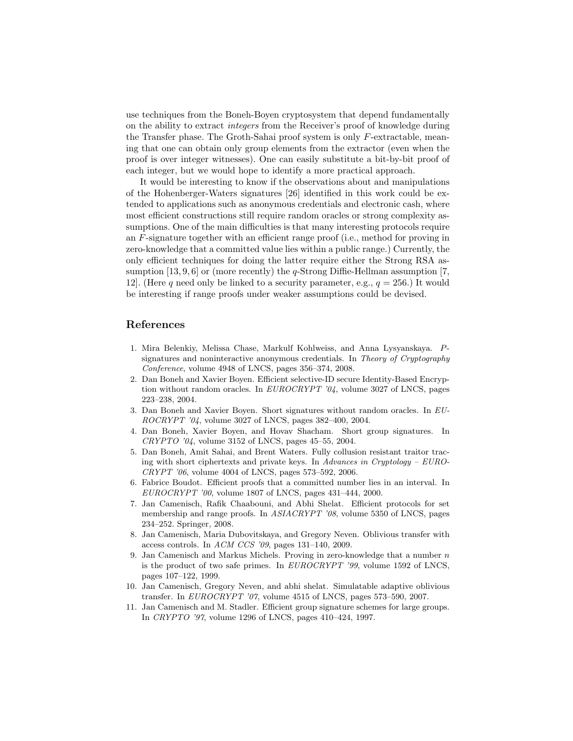use techniques from the Boneh-Boyen cryptosystem that depend fundamentally on the ability to extract *integers* from the Receiver's proof of knowledge during the Transfer phase. The Groth-Sahai proof system is only $F$-extractable, meaning that one can obtain only group elements from the extractor (even when the proof is over integer witnesses). One can easily substitute a bit-by-bit proof of each integer, but we would hope to identify a more practical approach.

It would be interesting to know if the observations about and manipulations of the Hohenberger-Waters signatures [26] identified in this work could be extended to applications such as anonymous credentials and electronic cash, where most efficient constructions still require random oracles or strong complexity assumptions. One of the main difficulties is that many interesting protocols require an $F$-signature together with an efficient range proof (i.e., method for proving in zero-knowledge that a committed value lies within a public range.) Currently, the only efficient techniques for doing the latter require either the Strong RSA assumption [13, 9, 6] or (more recently) the $q$-Strong Diffie-Hellman assumption [7, 12]. (Here $q$ need only be linked to a security parameter, e.g., $q = 256$.) It would be interesting if range proofs under weaker assumptions could be devised.

## References

1. Mira Belenkiy, Melissa Chase, Markulf Kohlweiss, and Anna Lysyanskaya. *P-signatures and noninteractive anonymous credentials*. In *Theory of Cryptography Conference*, volume 4948 of LNCS, pages 356–374, 2008.
2. Dan Boneh and Xavier Boyen. Efficient selective-ID secure Identity-Based Encryption without random oracles. In *EUROCRYPT '04*, volume 3027 of LNCS, pages 223–238, 2004.
3. Dan Boneh and Xavier Boyen. Short signatures without random oracles. In *EUROCRYPT '04*, volume 3027 of LNCS, pages 382–400, 2004.
4. Dan Boneh, Xavier Boyen, and Hovav Shacham. Short group signatures. In *CRYPTO '04*, volume 3152 of LNCS, pages 45–55, 2004.
5. Dan Boneh, Amit Sahai, and Brent Waters. Fully collusion resistant traitor tracing with short ciphertexts and private keys. In *Advances in Cryptology – EUROCRYPT '06*, volume 4004 of LNCS, pages 573–592, 2006.
6. Fabrice Boudot. Efficient proofs that a committed number lies in an interval. In *EUROCRYPT '00*, volume 1807 of LNCS, pages 431–444, 2000.
7. Jan Camenisch, Rafik Chaabouni, and Abhi Shelat. Efficient protocols for set membership and range proofs. In *ASIACRYPT '08*, volume 5350 of LNCS, pages 234–252. Springer, 2008.
8. Jan Camenisch, Maria Dubovitskaya, and Gregory Neven. Oblivious transfer with access controls. In *ACM CCS '09*, pages 131–140, 2009.
9. Jan Camenisch and Markus Michels. Proving in zero-knowledge that a number $n$ is the product of two safe primes. In *EUROCRYPT '99*, volume 1592 of LNCS, pages 107–122, 1999.
10. Jan Camenisch, Gregory Neven, and abhi shelat. Simulatable adaptive oblivious transfer. In *EUROCRYPT '07*, volume 4515 of LNCS, pages 573–590, 2007.
11. Jan Camenisch and M. Stadler. Efficient group signature schemes for large groups. In *CRYPTO '97*, volume 1296 of LNCS, pages 410–424, 1997.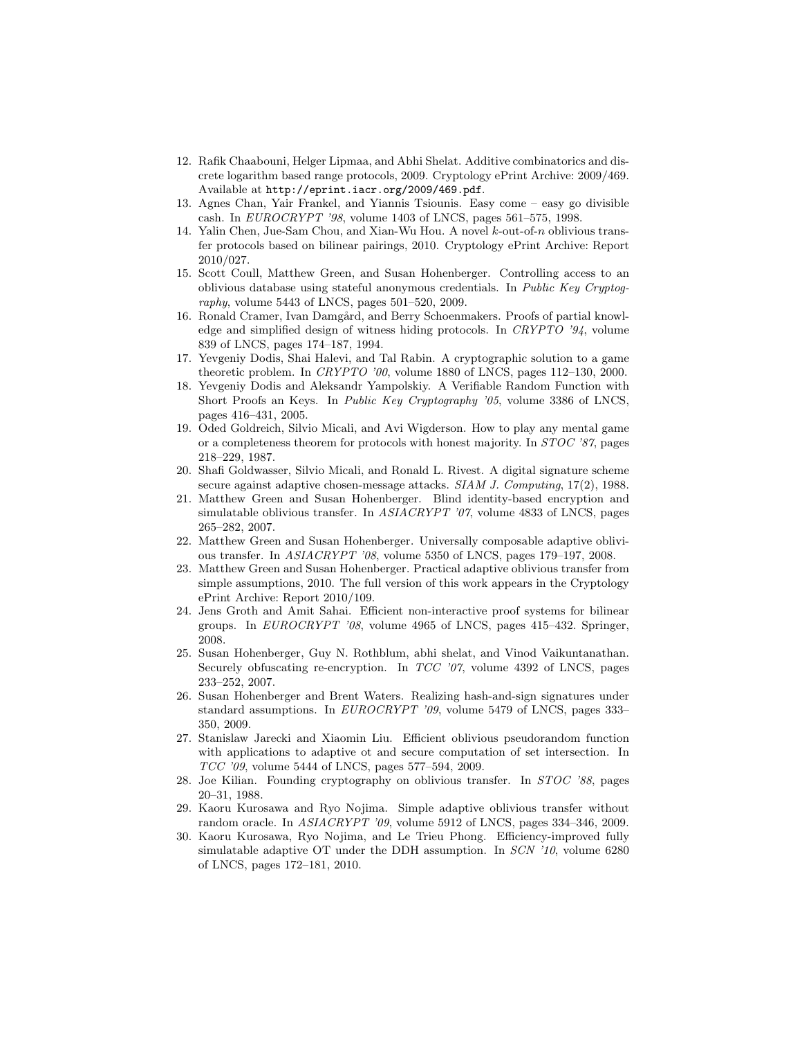12. Rafik Chaabouni, Helger Lipmaa, and Abhi Shelat. Additive combinatorics and discrete logarithm based range protocols, 2009. Cryptology ePrint Archive: 2009/469. Available at http://eprint.iacr.org/2009/469.pdf.
13. Agnes Chan, Yair Frankel, and Yiannis Tsiounis. Easy come – easy go divisible cash. In *EUROCRYPT '98*, volume 1403 of LNCS, pages 561–575, 1998.
14. Yalin Chen, Jue-Sam Chou, and Xian-Wu Hou. A novel $k$-out-of-$n$ oblivious transfer protocols based on bilinear pairings, 2010. Cryptology ePrint Archive: Report 2010/027.
15. Scott Coull, Matthew Green, and Susan Hohenberger. Controlling access to an oblivious database using stateful anonymous credentials. In *Public Key Cryptography*, volume 5443 of LNCS, pages 501–520, 2009.
16. Ronald Cramer, Ivan Damgård, and Berry Schoenmakers. Proofs of partial knowledge and simplified design of witness hiding protocols. In *CRYPTO '94*, volume 839 of LNCS, pages 174–187, 1994.
17. Yevgeniy Dodis, Shai Halevi, and Tal Rabin. A cryptographic solution to a game theoretic problem. In *CRYPTO '00*, volume 1880 of LNCS, pages 112–130, 2000.
18. Yevgeniy Dodis and Aleksandr Yampolskiy. A Verifiable Random Function with Short Proofs an Keys. In *Public Key Cryptography '05*, volume 3386 of LNCS, pages 416–431, 2005.
19. Oded Goldreich, Silvio Micali, and Avi Wigderson. How to play any mental game or a completeness theorem for protocols with honest majority. In *STOC '87*, pages 218–229, 1987.
20. Shafi Goldwasser, Silvio Micali, and Ronald L. Rivest. A digital signature scheme secure against adaptive chosen-message attacks. *SIAM J. Computing*, 17(2), 1988.
21. Matthew Green and Susan Hohenberger. Blind identity-based encryption and simulatable oblivious transfer. In *ASIACRYPT '07*, volume 4833 of LNCS, pages 265–282, 2007.
22. Matthew Green and Susan Hohenberger. Universally composable adaptive oblivious transfer. In *ASIACRYPT '08*, volume 5350 of LNCS, pages 179–197, 2008.
23. Matthew Green and Susan Hohenberger. Practical adaptive oblivious transfer from simple assumptions, 2010. The full version of this work appears in the Cryptology ePrint Archive: Report 2010/109.
24. Jens Groth and Amit Sahai. Efficient non-interactive proof systems for bilinear groups. In *EUROCRYPT '08*, volume 4965 of LNCS, pages 415–432. Springer, 2008.
25. Susan Hohenberger, Guy N. Rothblum, abhi shelat, and Vinod Vaikuntanathan. Securely obfuscating re-encryption. In *TCC '07*, volume 4392 of LNCS, pages 233–252, 2007.
26. Susan Hohenberger and Brent Waters. Realizing hash-and-sign signatures under standard assumptions. In *EUROCRYPT '09*, volume 5479 of LNCS, pages 333–350, 2009.
27. Stanislaw Jarecki and Xiaomin Liu. Efficient oblivious pseudorandom function with applications to adaptive ot and secure computation of set intersection. In *TCC '09*, volume 5444 of LNCS, pages 577–594, 2009.
28. Joe Kilian. Founding cryptography on oblivious transfer. In *STOC '88*, pages 20–31, 1988.
29. Kaoru Kurosawa and Ryo Nojima. Simple adaptive oblivious transfer without random oracle. In *ASIACRYPT '09*, volume 5912 of LNCS, pages 334–346, 2009.
30. Kaoru Kurosawa, Ryo Nojima, and Le Trieu Phong. Efficiency-improved fully simulatable adaptive OT under the DDH assumption. In *SCN '10*, volume 6280 of LNCS, pages 172–181, 2010.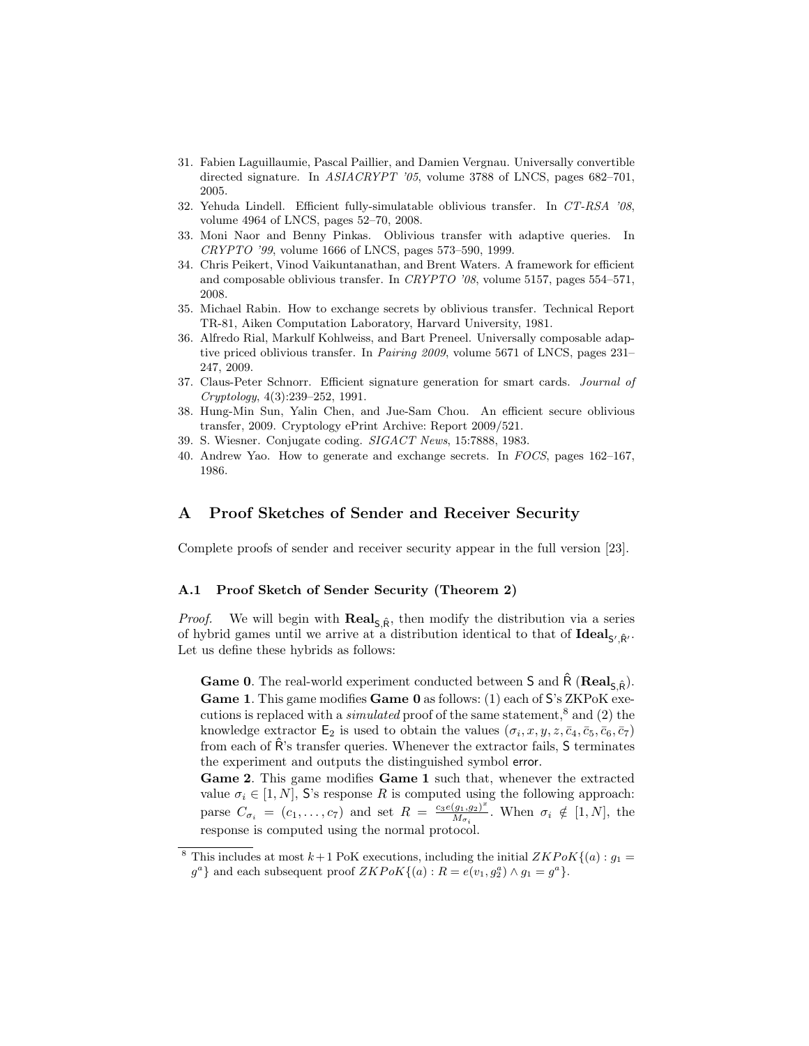31. Fabien Laguillaumie, Pascal Paillier, and Damien Vergnau. Universally convertible directed signature. In *ASIACRYPT '05*, volume 3788 of LNCS, pages 682–701, 2005.
32. Yehuda Lindell. Efficient fully-simulatable oblivious transfer. In *CT-RSA '08*, volume 4964 of LNCS, pages 52–70, 2008.
33. Moni Naor and Benny Pinkas. Oblivious transfer with adaptive queries. In *CRYPTO '99*, volume 1666 of LNCS, pages 573–590, 1999.
34. Chris Peikert, Vinod Vaikuntanathan, and Brent Waters. A framework for efficient and composable oblivious transfer. In *CRYPTO '08*, volume 5157, pages 554–571, 2008.
35. Michael Rabin. How to exchange secrets by oblivious transfer. Technical Report TR-81, Aiken Computation Laboratory, Harvard University, 1981.
36. Alfredo Rial, Markulf Kohlweiss, and Bart Preneel. Universally composable adaptive priced oblivious transfer. In *Pairing 2009*, volume 5671 of LNCS, pages 231–247, 2009.
37. Claus-Peter Schnorr. Efficient signature generation for smart cards. *Journal of Cryptology*, 4(3):239–252, 1991.
38. Hung-Min Sun, Yalin Chen, and Jue-Sam Chou. An efficient secure oblivious transfer, 2009. Cryptology ePrint Archive: Report 2009/521.
39. S. Wiesner. Conjugate coding. *SIGACT News*, 15:7888, 1983.
40. Andrew Yao. How to generate and exchange secrets. In *FOCS*, pages 162–167, 1986.

## A Proof Sketches of Sender and Receiver Security

Complete proofs of sender and receiver security appear in the full version [23].

### A.1 Proof Sketch of Sender Security (Theorem 2)

*Proof.* We will begin with $\mathbf{Real}_{\mathsf{S},\hat{\mathsf{R}}}$, then modify the distribution via a series of hybrid games until we arrive at a distribution identical to that of $\mathbf{Ideal}_{\mathsf{S}',\hat{\mathsf{R}}'}$. Let us define these hybrids as follows:

**Game 0**. The real-world experiment conducted between $\mathsf{S}$ and $\hat{\mathsf{R}}$ ($\mathbf{Real}_{\mathsf{S},\hat{\mathsf{R}}}$).
**Game 1**. This game modifies **Game 0** as follows: (1) each of $\mathsf{S}$'s ZKPoK executions is replaced with a *simulated* proof of the same statement,[8] and (2) the knowledge extractor $\mathsf{E}_2$ is used to obtain the values $(\sigma_i, x, y, z, \bar{c}_4, \bar{c}_5, \bar{c}_6, \bar{c}_7)$ from each of $\hat{\mathsf{R}}$'s transfer queries. Whenever the extractor fails, $\mathsf{S}$ terminates the experiment and outputs the distinguished symbol $\mathsf{error}$.
**Game 2**. This game modifies **Game 1** such that, whenever the extracted value $\sigma_i \in [1, N]$, $\mathsf{S}$'s response $R$ is computed using the following approach: parse $C_{\sigma_i} = (c_1, \ldots, c_7)$ and set $R = \frac{c_3 e(g_1, g_2)^x}{M_{\sigma_i}}$. When $\sigma_i \notin [1, N]$, the response is computed using the normal protocol.

[8] This includes at most $k+1$ PoK executions, including the initial $ZKPoK\{(a) : g_1 = g^a\}$ and each subsequent proof $ZKPoK\{(a) : R = e(v_1, g_2^a) \wedge g_1 = g^a\}$.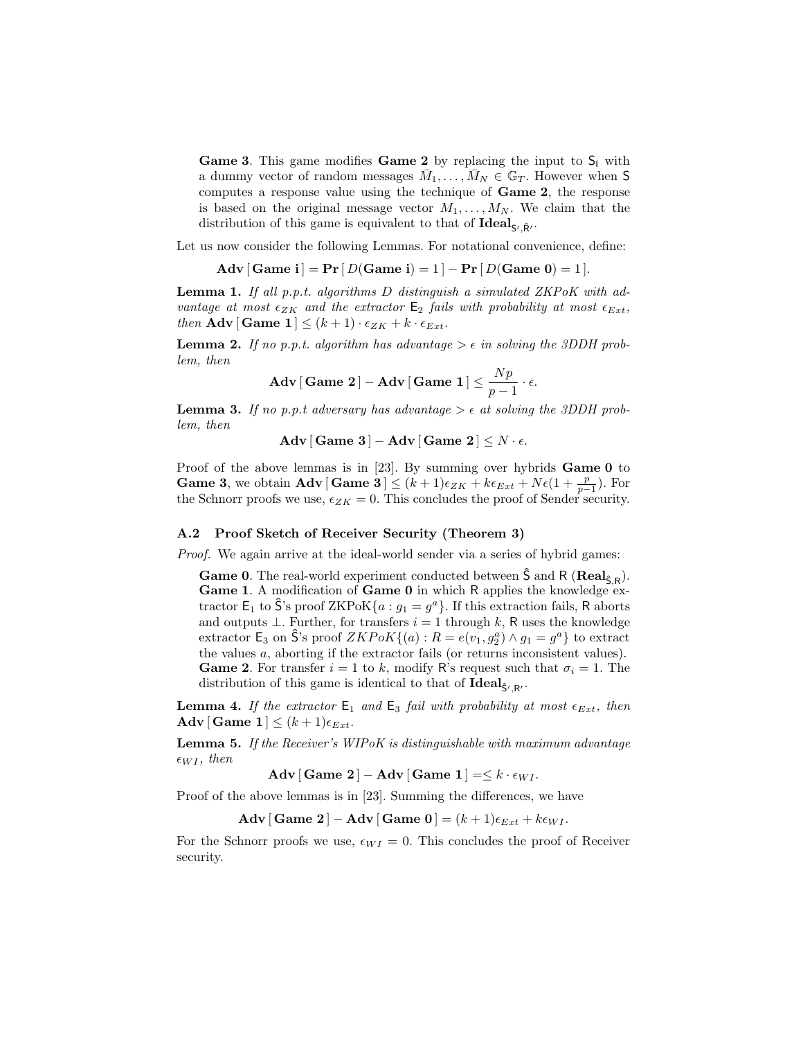**Game 3**. This game modifies **Game 2** by replacing the input to $\mathsf{S_I}$ with a dummy vector of random messages $\bar{M}_1, \ldots, \bar{M}_N \in \mathbb{G}_T$. However when $\mathsf{S}$ computes a response value using the technique of **Game 2**, the response is based on the original message vector $M_1, \ldots, M_N$. We claim that the distribution of this game is equivalent to that of $\mathbf{Ideal}_{\mathsf{S}', \hat{\mathsf{R}}'}$.

Let us now consider the following Lemmas. For notational convenience, define:

$$\mathbf{Adv}\,[\,\mathbf{Game\ i}\,] = \mathbf{Pr}\,[\,D(\mathbf{Game\ i}) = 1\,] - \mathbf{Pr}\,[\,D(\mathbf{Game\ 0}) = 1\,].$$

**Lemma 1.** *If all p.p.t. algorithms $D$ distinguish a simulated ZKPoK with advantage at most $\epsilon_{ZK}$ and the extractor $\mathsf{E}_2$ fails with probability at most $\epsilon_{Ext}$, then* $\mathbf{Adv}\,[\,\mathbf{Game\ 1}\,] \leq (k+1) \cdot \epsilon_{ZK} + k \cdot \epsilon_{Ext}$.

**Lemma 2.** *If no p.p.t. algorithm has advantage $> \epsilon$ in solving the 3DDH problem, then*

$$\mathbf{Adv}\,[\,\mathbf{Game\ 2}\,] - \mathbf{Adv}\,[\,\mathbf{Game\ 1}\,] \leq \frac{Np}{p-1} \cdot \epsilon.$$

**Lemma 3.** *If no p.p.t adversary has advantage $> \epsilon$ at solving the 3DDH problem, then*

$$\mathbf{Adv}\,[\,\mathbf{Game\ 3}\,] - \mathbf{Adv}\,[\,\mathbf{Game\ 2}\,] \leq N \cdot \epsilon.$$

Proof of the above lemmas is in [23]. By summing over hybrids **Game 0** to **Game 3**, we obtain $\mathbf{Adv}\,[\,\mathbf{Game\ 3}\,] \leq (k+1)\epsilon_{ZK} + k\epsilon_{Ext} + N\epsilon(1 + \frac{p}{p-1})$. For the Schnorr proofs we use, $\epsilon_{ZK} = 0$. This concludes the proof of Sender security.

### A.2 Proof Sketch of Receiver Security (Theorem 3)

*Proof.* We again arrive at the ideal-world sender via a series of hybrid games:

**Game 0**. The real-world experiment conducted between $\hat{\mathsf{S}}$ and $\mathsf{R}$ ($\mathbf{Real}_{\hat{\mathsf{S}}, \mathsf{R}}$).
**Game 1**. A modification of **Game 0** in which $\mathsf{R}$ applies the knowledge extractor $\mathsf{E}_1$ to $\hat{\mathsf{S}}$'s proof ZKPoK$\{a : g_1 = g^a\}$. If this extraction fails, $\mathsf{R}$ aborts and outputs $\perp$. Further, for transfers $i = 1$ through $k$, $\mathsf{R}$ uses the knowledge extractor $\mathsf{E}_3$ on $\hat{\mathsf{S}}$'s proof $ZKPoK\{(a) : R = e(v_1, g_2^a) \wedge g_1 = g^a\}$ to extract the values $a$, aborting if the extractor fails (or returns inconsistent values).
**Game 2**. For transfer $i = 1$ to $k$, modify $\mathsf{R}$'s request such that $\sigma_i = 1$. The distribution of this game is identical to that of $\mathbf{Ideal}_{\hat{\mathsf{S}}', \mathsf{R}'}$.

**Lemma 4.** *If the extractor $\mathsf{E}_1$ and $\mathsf{E}_3$ fail with probability at most $\epsilon_{Ext}$, then* $\mathbf{Adv}\,[\,\mathbf{Game\ 1}\,] \leq (k+1)\epsilon_{Ext}$.

**Lemma 5.** *If the Receiver's WIPoK is distinguishable with maximum advantage $\epsilon_{WI}$, then*

$$\mathbf{Adv}\,[\,\mathbf{Game\ 2}\,] - \mathbf{Adv}\,[\,\mathbf{Game\ 1}\,] = \leq k \cdot \epsilon_{WI}.$$

Proof of the above lemmas is in [23]. Summing the differences, we have

$$\mathbf{Adv}\,[\,\mathbf{Game\ 2}\,] - \mathbf{Adv}\,[\,\mathbf{Game\ 0}\,] = (k+1)\epsilon_{Ext} + k\epsilon_{WI}.$$

For the Schnorr proofs we use, $\epsilon_{WI} = 0$. This concludes the proof of Receiver security.